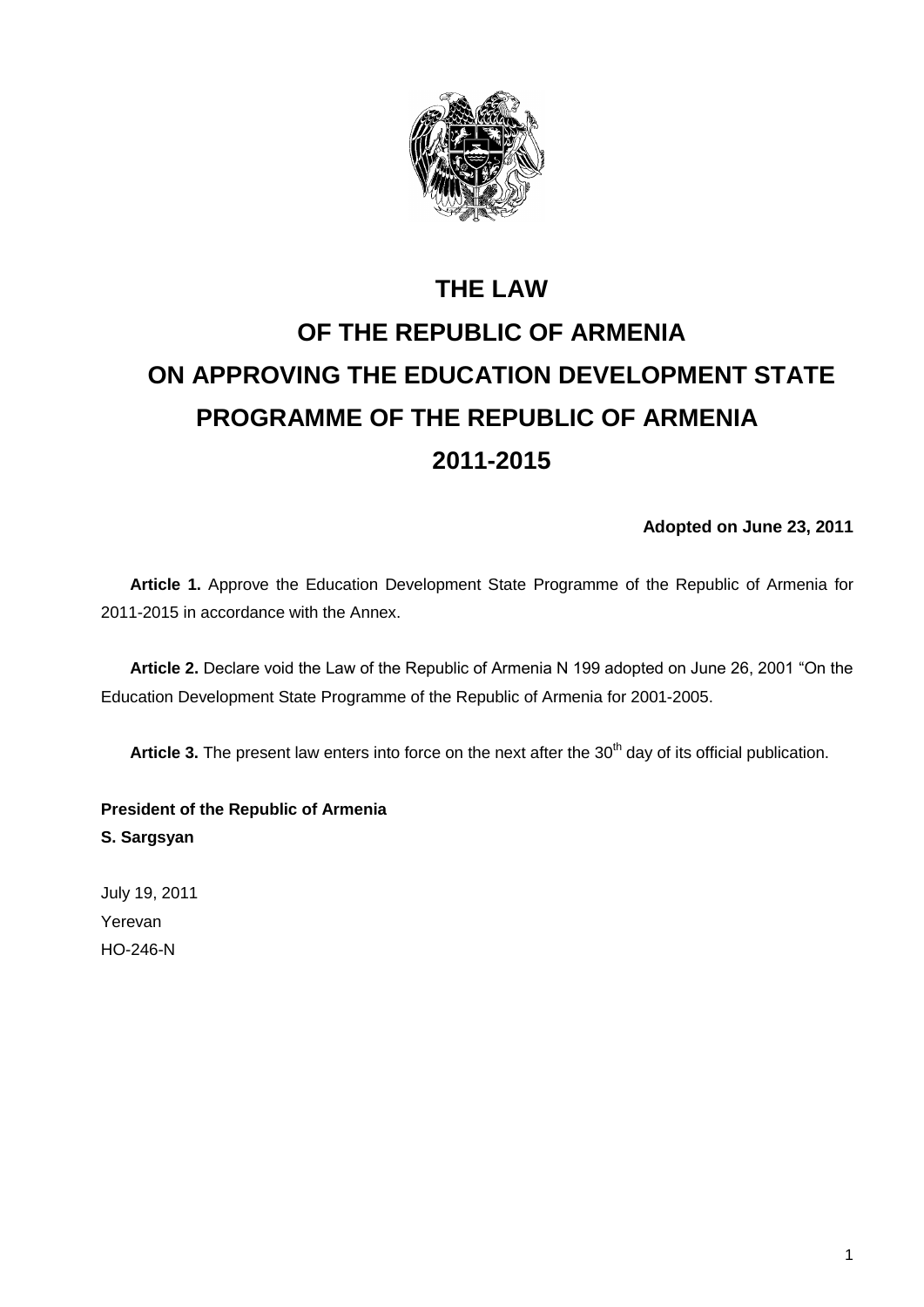# THE LAW
# OF THE REPUBLIC OF ARMENIA
# ON APPROVING THE EDUCATION DEVELOPMENT STATE PROGRAMME OF THE REPUBLIC OF ARMENIA
# 2011-2015

**Adopted on June 23, 2011**

**Article 1.** Approve the Education Development State Programme of the Republic of Armenia for 2011-2015 in accordance with the Annex.

**Article 2.** Declare void the Law of the Republic of Armenia N 199 adopted on June 26, 2001 "On the Education Development State Programme of the Republic of Armenia for 2001-2005.

**Article 3.** The present law enters into force on the next after the 30th day of its official publication.

**President of the Republic of Armenia**
**S. Sargsyan**

July 19, 2011
Yerevan
HO-246-N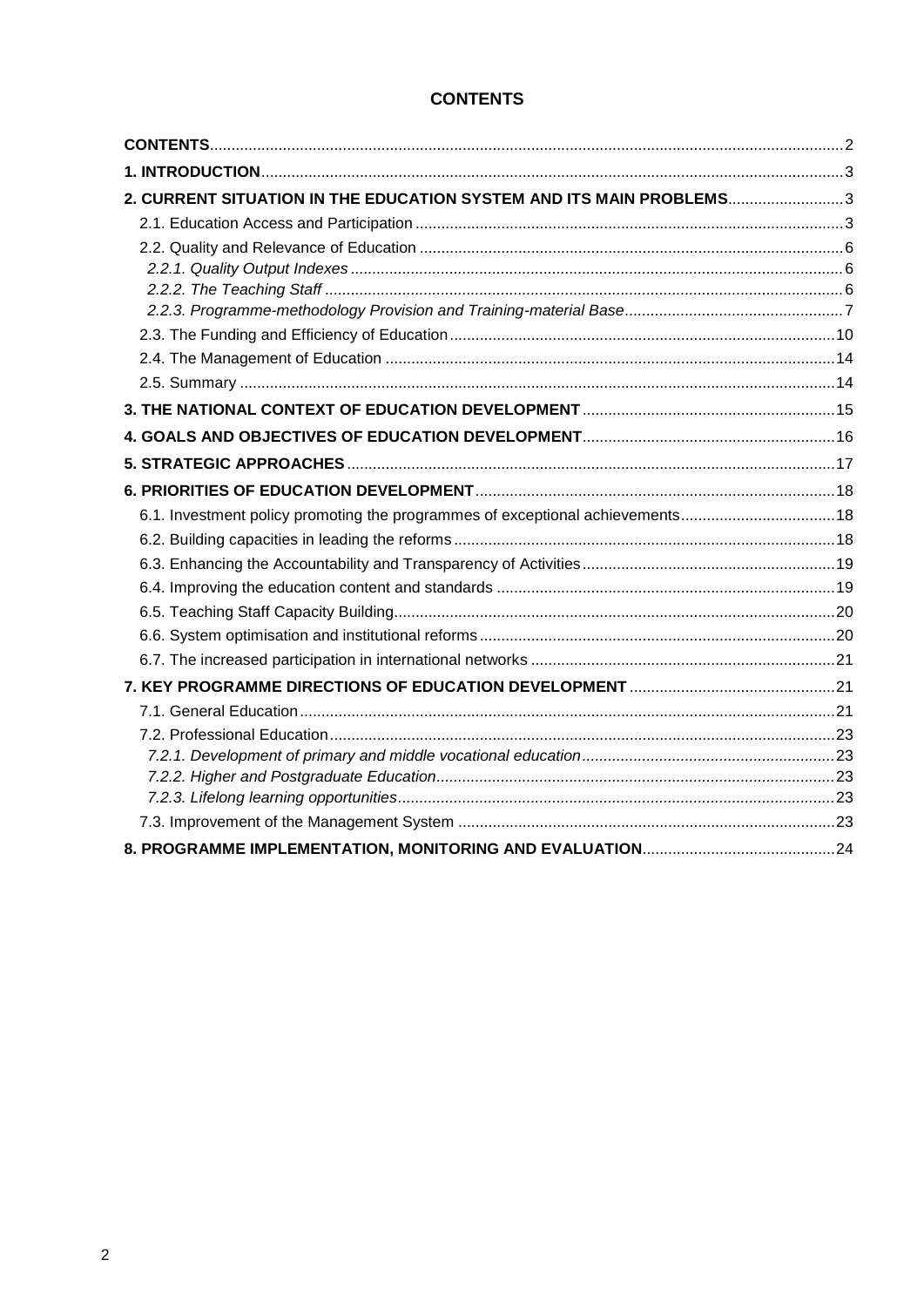# CONTENTS

**CONTENTS**.....2

**1. INTRODUCTION**.....3

**2. CURRENT SITUATION IN THE EDUCATION SYSTEM AND ITS MAIN PROBLEMS**.....3

- 2.1. Education Access and Participation.....3
- 2.2. Quality and Relevance of Education.....6
  - *2.2.1. Quality Output Indexes*.....6
  - *2.2.2. The Teaching Staff*.....6
  - *2.2.3. Programme-methodology Provision and Training-material Base*.....7
- 2.3. The Funding and Efficiency of Education.....10
- 2.4. The Management of Education.....14
- 2.5. Summary.....14

**3. THE NATIONAL CONTEXT OF EDUCATION DEVELOPMENT**.....15

**4. GOALS AND OBJECTIVES OF EDUCATION DEVELOPMENT**.....16

**5. STRATEGIC APPROACHES**.....17

**6. PRIORITIES OF EDUCATION DEVELOPMENT**.....18

- 6.1. Investment policy promoting the programmes of exceptional achievements.....18
- 6.2. Building capacities in leading the reforms.....18
- 6.3. Enhancing the Accountability and Transparency of Activities.....19
- 6.4. Improving the education content and standards.....19
- 6.5. Teaching Staff Capacity Building.....20
- 6.6. System optimisation and institutional reforms.....20
- 6.7. The increased participation in international networks.....21

**7. KEY PROGRAMME DIRECTIONS OF EDUCATION DEVELOPMENT**.....21

- 7.1. General Education.....21
- 7.2. Professional Education.....23
  - *7.2.1. Development of primary and middle vocational education*.....23
  - *7.2.2. Higher and Postgraduate Education*.....23
  - *7.2.3. Lifelong learning opportunities*.....23
- 7.3. Improvement of the Management System.....23

**8. PROGRAMME IMPLEMENTATION, MONITORING AND EVALUATION**.....24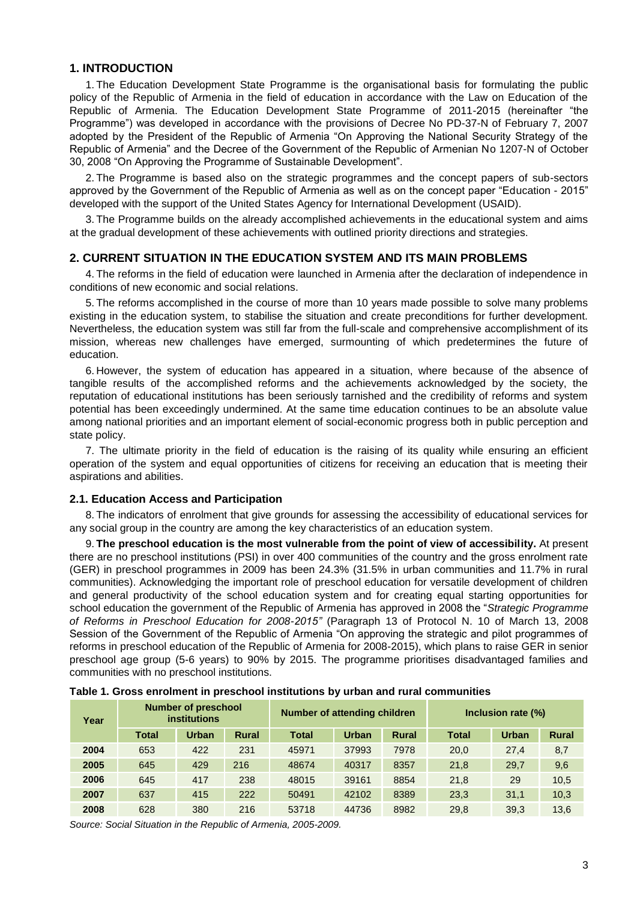## 1. INTRODUCTION

1. The Education Development State Programme is the organisational basis for formulating the public policy of the Republic of Armenia in the field of education in accordance with the Law on Education of the Republic of Armenia. The Education Development State Programme of 2011-2015 (hereinafter "the Programme") was developed in accordance with the provisions of Decree No PD-37-N of February 7, 2007 adopted by the President of the Republic of Armenia "On Approving the National Security Strategy of the Republic of Armenia" and the Decree of the Government of the Republic of Armenian No 1207-N of October 30, 2008 "On Approving the Programme of Sustainable Development".

2. The Programme is based also on the strategic programmes and the concept papers of sub-sectors approved by the Government of the Republic of Armenia as well as on the concept paper "Education - 2015" developed with the support of the United States Agency for International Development (USAID).

3. The Programme builds on the already accomplished achievements in the educational system and aims at the gradual development of these achievements with outlined priority directions and strategies.

## 2. CURRENT SITUATION IN THE EDUCATION SYSTEM AND ITS MAIN PROBLEMS

4. The reforms in the field of education were launched in Armenia after the declaration of independence in conditions of new economic and social relations.

5. The reforms accomplished in the course of more than 10 years made possible to solve many problems existing in the education system, to stabilise the situation and create preconditions for further development. Nevertheless, the education system was still far from the full-scale and comprehensive accomplishment of its mission, whereas new challenges have emerged, surmounting of which predetermines the future of education.

6. However, the system of education has appeared in a situation, where because of the absence of tangible results of the accomplished reforms and the achievements acknowledged by the society, the reputation of educational institutions has been seriously tarnished and the credibility of reforms and system potential has been exceedingly undermined. At the same time education continues to be an absolute value among national priorities and an important element of social-economic progress both in public perception and state policy.

7. The ultimate priority in the field of education is the raising of its quality while ensuring an efficient operation of the system and equal opportunities of citizens for receiving an education that is meeting their aspirations and abilities.

### 2.1. Education Access and Participation

8. The indicators of enrolment that give grounds for assessing the accessibility of educational services for any social group in the country are among the key characteristics of an education system.

9. **The preschool education is the most vulnerable from the point of view of accessibility.** At present there are no preschool institutions (PSI) in over 400 communities of the country and the gross enrolment rate (GER) in preschool programmes in 2009 has been 24.3% (31.5% in urban communities and 11.7% in rural communities). Acknowledging the important role of preschool education for versatile development of children and general productivity of the school education system and for creating equal starting opportunities for school education the government of the Republic of Armenia has approved in 2008 the "*Strategic Programme of Reforms in Preschool Education for 2008-2015"* (Paragraph 13 of Protocol N. 10 of March 13, 2008 Session of the Government of the Republic of Armenia "On approving the strategic and pilot programmes of reforms in preschool education of the Republic of Armenia for 2008-2015), which plans to raise GER in senior preschool age group (5-6 years) to 90% by 2015. The programme prioritises disadvantaged families and communities with no preschool institutions.

**Table 1. Gross enrolment in preschool institutions by urban and rural communities**

| Year | Number of preschool institutions | | | Number of attending children | | | Inclusion rate (%) | | |
|---|---|---|---|---|---|---|---|---|---|
| | Total | Urban | Rural | Total | Urban | Rural | Total | Urban | Rural |
| 2004 | 653 | 422 | 231 | 45971 | 37993 | 7978 | 20,0 | 27,4 | 8,7 |
| 2005 | 645 | 429 | 216 | 48674 | 40317 | 8357 | 21,8 | 29,7 | 9,6 |
| 2006 | 645 | 417 | 238 | 48015 | 39161 | 8854 | 21,8 | 29 | 10,5 |
| 2007 | 637 | 415 | 222 | 50491 | 42102 | 8389 | 23,3 | 31,1 | 10,3 |
| 2008 | 628 | 380 | 216 | 53718 | 44736 | 8982 | 29,8 | 39,3 | 13,6 |

*Source: Social Situation in the Republic of Armenia, 2005-2009.*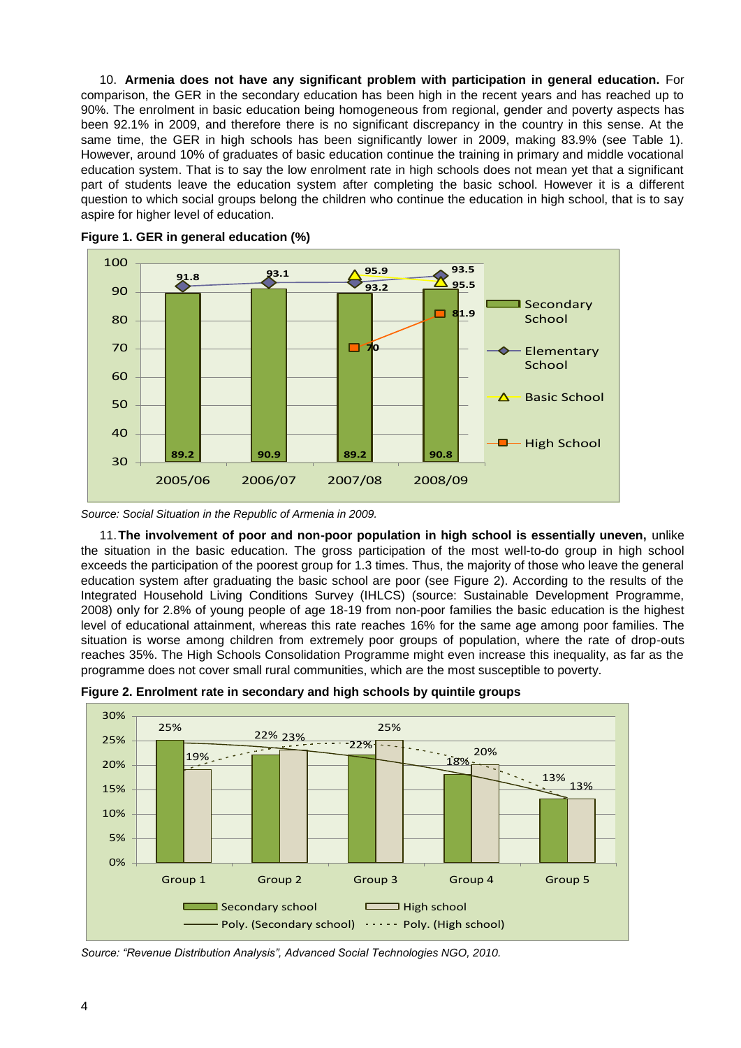10. **Armenia does not have any significant problem with participation in general education.** For comparison, the GER in the secondary education has been high in the recent years and has reached up to 90%. The enrolment in basic education being homogeneous from regional, gender and poverty aspects has been 92.1% in 2009, and therefore there is no significant discrepancy in the country in this sense. At the same time, the GER in high schools has been significantly lower in 2009, making 83.9% (see Table 1). However, around 10% of graduates of basic education continue the training in primary and middle vocational education system. That is to say the low enrolment rate in high schools does not mean yet that a significant part of students leave the education system after completing the basic school. However it is a different question to which social groups belong the children who continue the education in high school, that is to say aspire for higher level of education.

**Figure 1. GER in general education (%)**

*Source: Social Situation in the Republic of Armenia in 2009.*

11. **The involvement of poor and non-poor population in high school is essentially uneven,** unlike the situation in the basic education. The gross participation of the most well-to-do group in high school exceeds the participation of the poorest group for 1.3 times. Thus, the majority of those who leave the general education system after graduating the basic school are poor (see Figure 2). According to the results of the Integrated Household Living Conditions Survey (IHLCS) (source: Sustainable Development Programme, 2008) only for 2.8% of young people of age 18-19 from non-poor families the basic education is the highest level of educational attainment, whereas this rate reaches 16% for the same age among poor families. The situation is worse among children from extremely poor groups of population, where the rate of drop-outs reaches 35%. The High Schools Consolidation Programme might even increase this inequality, as far as the programme does not cover small rural communities, which are the most susceptible to poverty.

**Figure 2. Enrolment rate in secondary and high schools by quintile groups**

*Source: "Revenue Distribution Analysis", Advanced Social Technologies NGO, 2010.*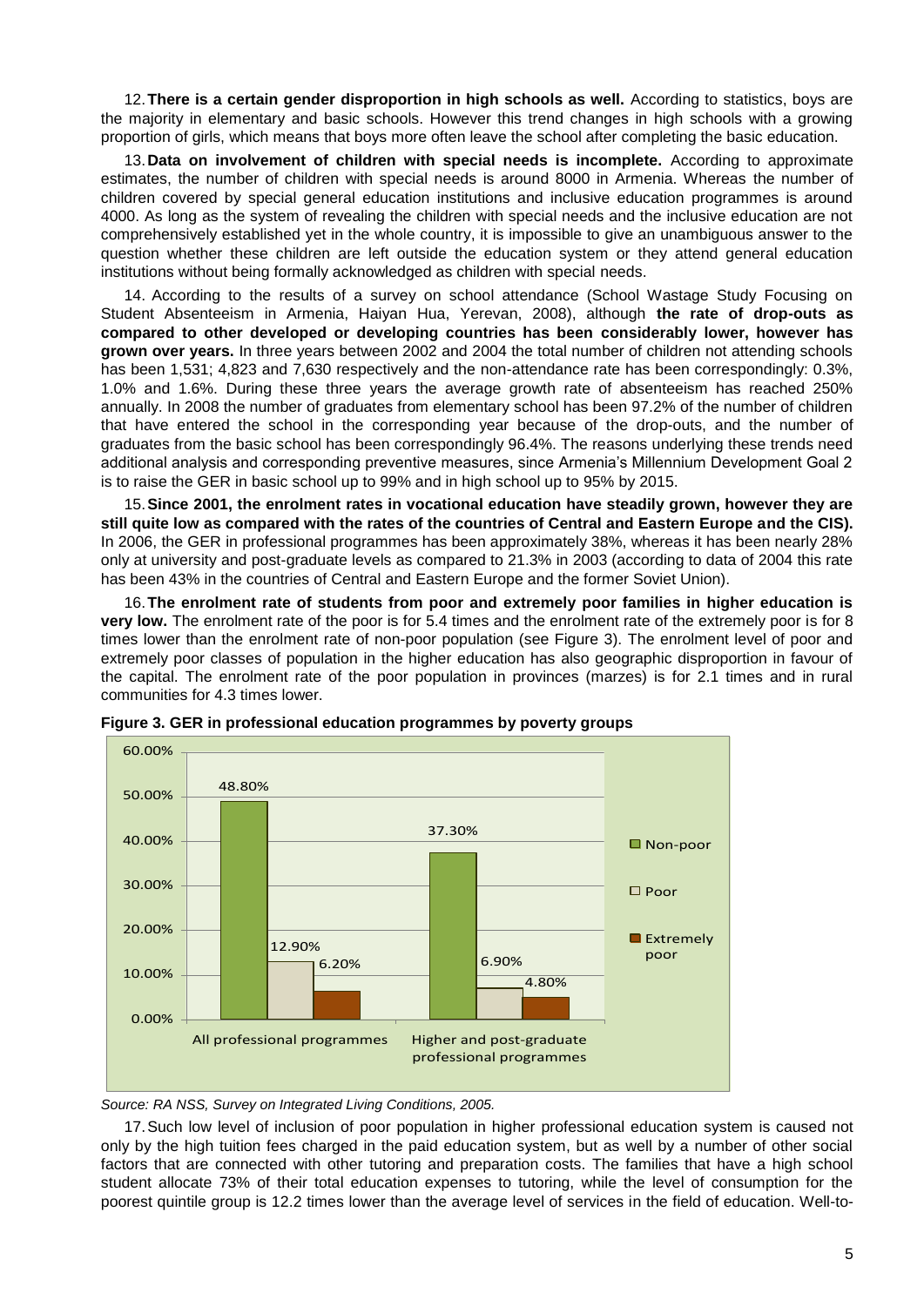12. **There is a certain gender disproportion in high schools as well.** According to statistics, boys are the majority in elementary and basic schools. However this trend changes in high schools with a growing proportion of girls, which means that boys more often leave the school after completing the basic education.

13. **Data on involvement of children with special needs is incomplete.** According to approximate estimates, the number of children with special needs is around 8000 in Armenia. Whereas the number of children covered by special general education institutions and inclusive education programmes is around 4000. As long as the system of revealing the children with special needs and the inclusive education are not comprehensively established yet in the whole country, it is impossible to give an unambiguous answer to the question whether these children are left outside the education system or they attend general education institutions without being formally acknowledged as children with special needs.

14. According to the results of a survey on school attendance (School Wastage Study Focusing on Student Absenteeism in Armenia, Haiyan Hua, Yerevan, 2008), although **the rate of drop-outs as compared to other developed or developing countries has been considerably lower, however has grown over years.** In three years between 2002 and 2004 the total number of children not attending schools has been 1,531; 4,823 and 7,630 respectively and the non-attendance rate has been correspondingly: 0.3%, 1.0% and 1.6%. During these three years the average growth rate of absenteeism has reached 250% annually. In 2008 the number of graduates from elementary school has been 97.2% of the number of children that have entered the school in the corresponding year because of the drop-outs, and the number of graduates from the basic school has been correspondingly 96.4%. The reasons underlying these trends need additional analysis and corresponding preventive measures, since Armenia's Millennium Development Goal 2 is to raise the GER in basic school up to 99% and in high school up to 95% by 2015.

15. **Since 2001, the enrolment rates in vocational education have steadily grown, however they are still quite low as compared with the rates of the countries of Central and Eastern Europe and the CIS).** In 2006, the GER in professional programmes has been approximately 38%, whereas it has been nearly 28% only at university and post-graduate levels as compared to 21.3% in 2003 (according to data of 2004 this rate has been 43% in the countries of Central and Eastern Europe and the former Soviet Union).

16. **The enrolment rate of students from poor and extremely poor families in higher education is very low.** The enrolment rate of the poor is for 5.4 times and the enrolment rate of the extremely poor is for 8 times lower than the enrolment rate of non-poor population (see Figure 3). The enrolment level of poor and extremely poor classes of population in the higher education has also geographic disproportion in favour of the capital. The enrolment rate of the poor population in provinces (marzes) is for 2.1 times and in rural communities for 4.3 times lower.

**Figure 3. GER in professional education programmes by poverty groups**

| | Non-poor | Poor | Extremely poor |
|---|---|---|---|
| All professional programmes | 48.80% | 12.90% | 6.20% |
| Higher and post-graduate professional programmes | 37.30% | 6.90% | 4.80% |

*Source: RA NSS, Survey on Integrated Living Conditions, 2005.*

17. Such low level of inclusion of poor population in higher professional education system is caused not only by the high tuition fees charged in the paid education system, but as well by a number of other social factors that are connected with other tutoring and preparation costs. The families that have a high school student allocate 73% of their total education expenses to tutoring, while the level of consumption for the poorest quintile group is 12.2 times lower than the average level of services in the field of education. Well-to-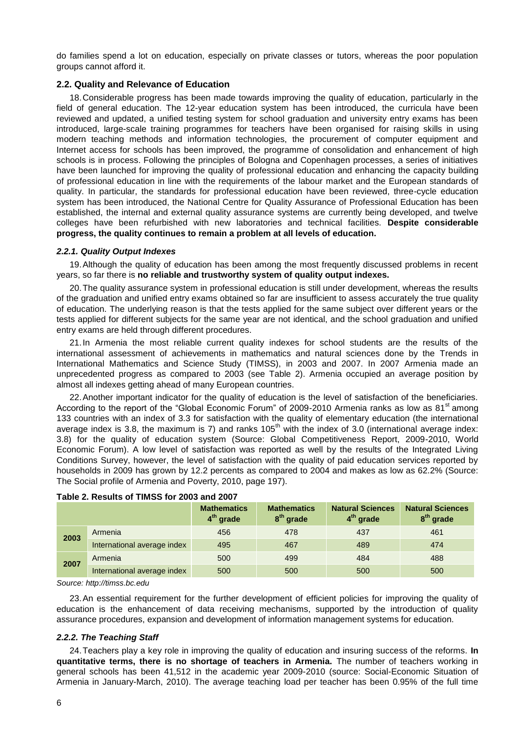do families spend a lot on education, especially on private classes or tutors, whereas the poor population groups cannot afford it.

### 2.2. Quality and Relevance of Education

18. Considerable progress has been made towards improving the quality of education, particularly in the field of general education. The 12-year education system has been introduced, the curricula have been reviewed and updated, a unified testing system for school graduation and university entry exams has been introduced, large-scale training programmes for teachers have been organised for raising skills in using modern teaching methods and information technologies, the procurement of computer equipment and Internet access for schools has been improved, the programme of consolidation and enhancement of high schools is in process. Following the principles of Bologna and Copenhagen processes, a series of initiatives have been launched for improving the quality of professional education and enhancing the capacity building of professional education in line with the requirements of the labour market and the European standards of quality. In particular, the standards for professional education have been reviewed, three-cycle education system has been introduced, the National Centre for Quality Assurance of Professional Education has been established, the internal and external quality assurance systems are currently being developed, and twelve colleges have been refurbished with new laboratories and technical facilities. **Despite considerable progress, the quality continues to remain a problem at all levels of education.**

#### *2.2.1. Quality Output Indexes*

19. Although the quality of education has been among the most frequently discussed problems in recent years, so far there is **no reliable and trustworthy system of quality output indexes.**

20. The quality assurance system in professional education is still under development, whereas the results of the graduation and unified entry exams obtained so far are insufficient to assess accurately the true quality of education. The underlying reason is that the tests applied for the same subject over different years or the tests applied for different subjects for the same year are not identical, and the school graduation and unified entry exams are held through different procedures.

21. In Armenia the most reliable current quality indexes for school students are the results of the international assessment of achievements in mathematics and natural sciences done by the Trends in International Mathematics and Science Study (TIMSS), in 2003 and 2007. In 2007 Armenia made an unprecedented progress as compared to 2003 (see Table 2). Armenia occupied an average position by almost all indexes getting ahead of many European countries.

22. Another important indicator for the quality of education is the level of satisfaction of the beneficiaries. According to the report of the "Global Economic Forum" of 2009-2010 Armenia ranks as low as 81st among 133 countries with an index of 3.3 for satisfaction with the quality of elementary education (the international average index is 3.8, the maximum is 7) and ranks 105th with the index of 3.0 (international average index: 3.8) for the quality of education system (Source: Global Competitiveness Report, 2009-2010, World Economic Forum). A low level of satisfaction was reported as well by the results of the Integrated Living Conditions Survey, however, the level of satisfaction with the quality of paid education services reported by households in 2009 has grown by 12.2 percents as compared to 2004 and makes as low as 62.2% (Source: The Social profile of Armenia and Poverty, 2010, page 197).

**Table 2. Results of TIMSS for 2003 and 2007**

| | | Mathematics 4th grade | Mathematics 8th grade | Natural Sciences 4th grade | Natural Sciences 8th grade |
|---|---|---|---|---|---|
| 2003 | Armenia | 456 | 478 | 437 | 461 |
| | International average index | 495 | 467 | 489 | 474 |
| 2007 | Armenia | 500 | 499 | 484 | 488 |
| | International average index | 500 | 500 | 500 | 500 |

*Source: http://timss.bc.edu*

23. An essential requirement for the further development of efficient policies for improving the quality of education is the enhancement of data receiving mechanisms, supported by the introduction of quality assurance procedures, expansion and development of information management systems for education.

#### *2.2.2. The Teaching Staff*

24. Teachers play a key role in improving the quality of education and insuring success of the reforms. **In quantitative terms, there is no shortage of teachers in Armenia.** The number of teachers working in general schools has been 41,512 in the academic year 2009-2010 (source: Social-Economic Situation of Armenia in January-March, 2010). The average teaching load per teacher has been 0.95% of the full time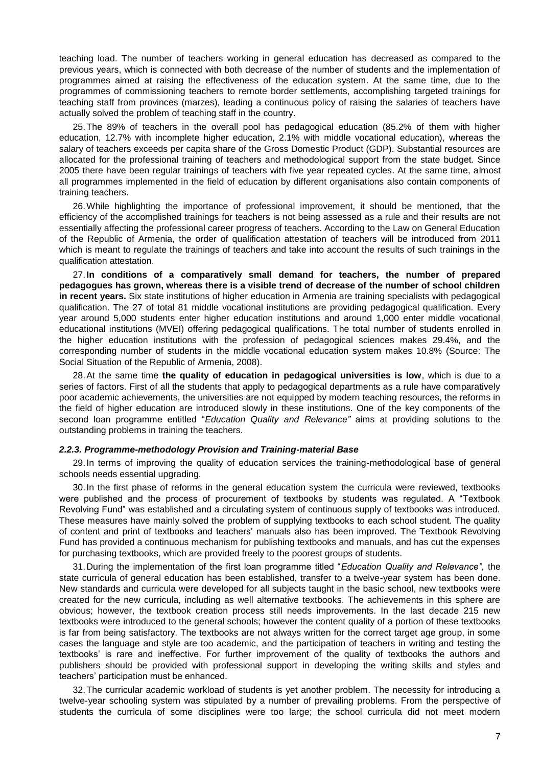teaching load. The number of teachers working in general education has decreased as compared to the previous years, which is connected with both decrease of the number of students and the implementation of programmes aimed at raising the effectiveness of the education system. At the same time, due to the programmes of commissioning teachers to remote border settlements, accomplishing targeted trainings for teaching staff from provinces (marzes), leading a continuous policy of raising the salaries of teachers have actually solved the problem of teaching staff in the country.

25. The 89% of teachers in the overall pool has pedagogical education (85.2% of them with higher education, 12.7% with incomplete higher education, 2.1% with middle vocational education), whereas the salary of teachers exceeds per capita share of the Gross Domestic Product (GDP). Substantial resources are allocated for the professional training of teachers and methodological support from the state budget. Since 2005 there have been regular trainings of teachers with five year repeated cycles. At the same time, almost all programmes implemented in the field of education by different organisations also contain components of training teachers.

26. While highlighting the importance of professional improvement, it should be mentioned, that the efficiency of the accomplished trainings for teachers is not being assessed as a rule and their results are not essentially affecting the professional career progress of teachers. According to the Law on General Education of the Republic of Armenia, the order of qualification attestation of teachers will be introduced from 2011 which is meant to regulate the trainings of teachers and take into account the results of such trainings in the qualification attestation.

27. **In conditions of a comparatively small demand for teachers, the number of prepared pedagogues has grown, whereas there is a visible trend of decrease of the number of school children in recent years.** Six state institutions of higher education in Armenia are training specialists with pedagogical qualification. The 27 of total 81 middle vocational institutions are providing pedagogical qualification. Every year around 5,000 students enter higher education institutions and around 1,000 enter middle vocational educational institutions (MVEI) offering pedagogical qualifications. The total number of students enrolled in the higher education institutions with the profession of pedagogical sciences makes 29.4%, and the corresponding number of students in the middle vocational education system makes 10.8% (Source: The Social Situation of the Republic of Armenia, 2008).

28. At the same time **the quality of education in pedagogical universities is low**, which is due to a series of factors. First of all the students that apply to pedagogical departments as a rule have comparatively poor academic achievements, the universities are not equipped by modern teaching resources, the reforms in the field of higher education are introduced slowly in these institutions. One of the key components of the second loan programme entitled "*Education Quality and Relevance"* aims at providing solutions to the outstanding problems in training the teachers.

#### *2.2.3. Programme-methodology Provision and Training-material Base*

29. In terms of improving the quality of education services the training-methodological base of general schools needs essential upgrading.

30. In the first phase of reforms in the general education system the curricula were reviewed, textbooks were published and the process of procurement of textbooks by students was regulated. A "Textbook Revolving Fund" was established and a circulating system of continuous supply of textbooks was introduced. These measures have mainly solved the problem of supplying textbooks to each school student. The quality of content and print of textbooks and teachers' manuals also has been improved. The Textbook Revolving Fund has provided a continuous mechanism for publishing textbooks and manuals, and has cut the expenses for purchasing textbooks, which are provided freely to the poorest groups of students.

31. During the implementation of the first loan programme titled "*Education Quality and Relevance",* the state curricula of general education has been established, transfer to a twelve-year system has been done. New standards and curricula were developed for all subjects taught in the basic school, new textbooks were created for the new curricula, including as well alternative textbooks. The achievements in this sphere are obvious; however, the textbook creation process still needs improvements. In the last decade 215 new textbooks were introduced to the general schools; however the content quality of a portion of these textbooks is far from being satisfactory. The textbooks are not always written for the correct target age group, in some cases the language and style are too academic, and the participation of teachers in writing and testing the textbooks' is rare and ineffective. For further improvement of the quality of textbooks the authors and publishers should be provided with professional support in developing the writing skills and styles and teachers' participation must be enhanced.

32. The curricular academic workload of students is yet another problem. The necessity for introducing a twelve-year schooling system was stipulated by a number of prevailing problems. From the perspective of students the curricula of some disciplines were too large; the school curricula did not meet modern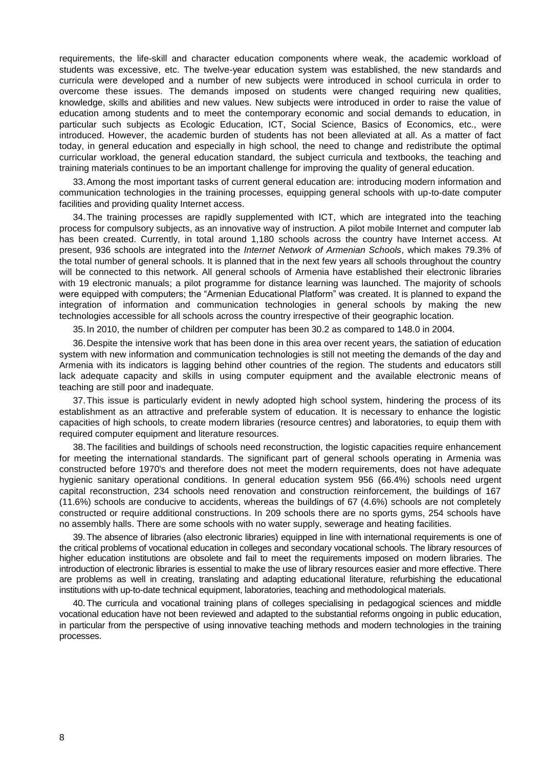requirements, the life-skill and character education components where weak, the academic workload of students was excessive, etc. The twelve-year education system was established, the new standards and curricula were developed and a number of new subjects were introduced in school curricula in order to overcome these issues. The demands imposed on students were changed requiring new qualities, knowledge, skills and abilities and new values. New subjects were introduced in order to raise the value of education among students and to meet the contemporary economic and social demands to education, in particular such subjects as Ecologic Education, ICT, Social Science, Basics of Economics, etc., were introduced. However, the academic burden of students has not been alleviated at all. As a matter of fact today, in general education and especially in high school, the need to change and redistribute the optimal curricular workload, the general education standard, the subject curricula and textbooks, the teaching and training materials continues to be an important challenge for improving the quality of general education.

33. Among the most important tasks of current general education are: introducing modern information and communication technologies in the training processes, equipping general schools with up-to-date computer facilities and providing quality Internet access.

34. The training processes are rapidly supplemented with ICT, which are integrated into the teaching process for compulsory subjects, as an innovative way of instruction. A pilot mobile Internet and computer lab has been created. Currently, in total around 1,180 schools across the country have Internet access. At present, 936 schools are integrated into the *Internet Network of Armenian Schools*, which makes 79.3% of the total number of general schools. It is planned that in the next few years all schools throughout the country will be connected to this network. All general schools of Armenia have established their electronic libraries with 19 electronic manuals; a pilot programme for distance learning was launched. The majority of schools were equipped with computers; the "Armenian Educational Platform" was created. It is planned to expand the integration of information and communication technologies in general schools by making the new technologies accessible for all schools across the country irrespective of their geographic location.

35. In 2010, the number of children per computer has been 30.2 as compared to 148.0 in 2004.

36. Despite the intensive work that has been done in this area over recent years, the satiation of education system with new information and communication technologies is still not meeting the demands of the day and Armenia with its indicators is lagging behind other countries of the region. The students and educators still lack adequate capacity and skills in using computer equipment and the available electronic means of teaching are still poor and inadequate.

37. This issue is particularly evident in newly adopted high school system, hindering the process of its establishment as an attractive and preferable system of education. It is necessary to enhance the logistic capacities of high schools, to create modern libraries (resource centres) and laboratories, to equip them with required computer equipment and literature resources.

38. The facilities and buildings of schools need reconstruction, the logistic capacities require enhancement for meeting the international standards. The significant part of general schools operating in Armenia was constructed before 1970's and therefore does not meet the modern requirements, does not have adequate hygienic sanitary operational conditions. In general education system 956 (66.4%) schools need urgent capital reconstruction, 234 schools need renovation and construction reinforcement, the buildings of 167 (11.6%) schools are conducive to accidents, whereas the buildings of 67 (4.6%) schools are not completely constructed or require additional constructions. In 209 schools there are no sports gyms, 254 schools have no assembly halls. There are some schools with no water supply, sewerage and heating facilities.

39. The absence of libraries (also electronic libraries) equipped in line with international requirements is one of the critical problems of vocational education in colleges and secondary vocational schools. The library resources of higher education institutions are obsolete and fail to meet the requirements imposed on modern libraries. The introduction of electronic libraries is essential to make the use of library resources easier and more effective. There are problems as well in creating, translating and adapting educational literature, refurbishing the educational institutions with up-to-date technical equipment, laboratories, teaching and methodological materials.

40. The curricula and vocational training plans of colleges specialising in pedagogical sciences and middle vocational education have not been reviewed and adapted to the substantial reforms ongoing in public education, in particular from the perspective of using innovative teaching methods and modern technologies in the training processes.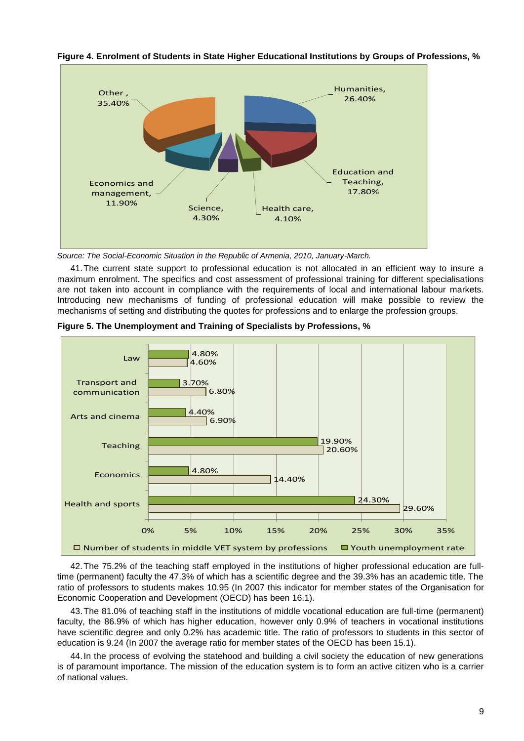**Figure 4. Enrolment of Students in State Higher Educational Institutions by Groups of Professions, %**

| Group of professions | % |
|---|---|
| Other | 35.40% |
| Humanities | 26.40% |
| Education and Teaching | 17.80% |
| Economics and management | 11.90% |
| Science | 4.30% |
| Health care | 4.10% |

*Source: The Social-Economic Situation in the Republic of Armenia, 2010, January-March.*

41. The current state support to professional education is not allocated in an efficient way to insure a maximum enrolment. The specifics and cost assessment of professional training for different specialisations are not taken into account in compliance with the requirements of local and international labour markets. Introducing new mechanisms of funding of professional education will make possible to review the mechanisms of setting and distributing the quotes for professions and to enlarge the profession groups.

**Figure 5. The Unemployment and Training of Specialists by Professions, %**

| Profession | Youth unemployment rate | Number of students in middle VET system by professions |
|---|---|---|
| Law | 4.80% | 4.60% |
| Transport and communication | 3.70% | 6.80% |
| Arts and cinema | 4.40% | 6.90% |
| Teaching | 19.90% | 20.60% |
| Economics | 4.80% | 14.40% |
| Health and sports | 24.30% | 29.60% |

42. The 75.2% of the teaching staff employed in the institutions of higher professional education are full-time (permanent) faculty the 47.3% of which has a scientific degree and the 39.3% has an academic title. The ratio of professors to students makes 10.95 (In 2007 this indicator for member states of the Organisation for Economic Cooperation and Development (OECD) has been 16.1).

43. The 81.0% of teaching staff in the institutions of middle vocational education are full-time (permanent) faculty, the 86.9% of which has higher education, however only 0.9% of teachers in vocational institutions have scientific degree and only 0.2% has academic title. The ratio of professors to students in this sector of education is 9.24 (In 2007 the average ratio for member states of the OECD has been 15.1).

44. In the process of evolving the statehood and building a civil society the education of new generations is of paramount importance. The mission of the education system is to form an active citizen who is a carrier of national values.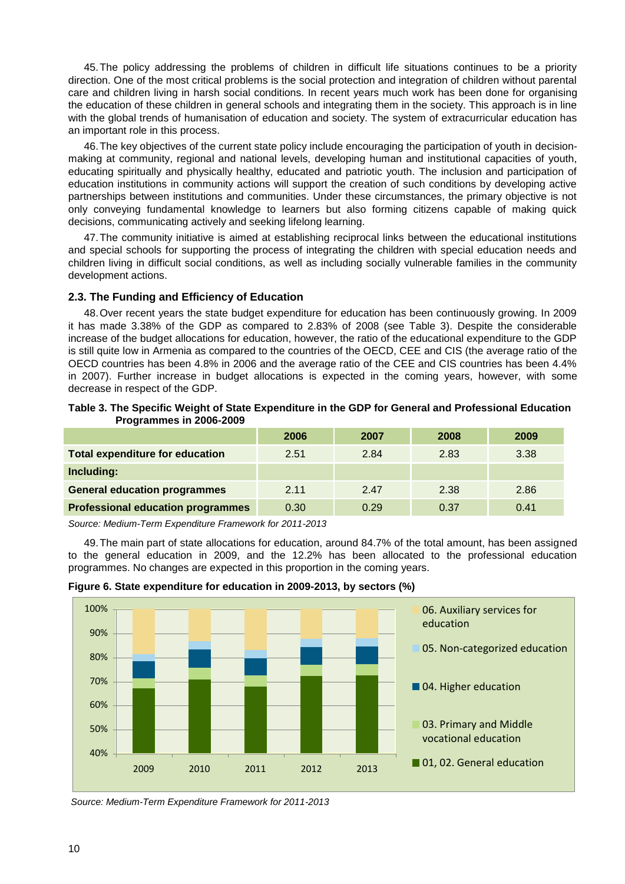45. The policy addressing the problems of children in difficult life situations continues to be a priority direction. One of the most critical problems is the social protection and integration of children without parental care and children living in harsh social conditions. In recent years much work has been done for organising the education of these children in general schools and integrating them in the society. This approach is in line with the global trends of humanisation of education and society. The system of extracurricular education has an important role in this process.

46. The key objectives of the current state policy include encouraging the participation of youth in decision-making at community, regional and national levels, developing human and institutional capacities of youth, educating spiritually and physically healthy, educated and patriotic youth. The inclusion and participation of education institutions in community actions will support the creation of such conditions by developing active partnerships between institutions and communities. Under these circumstances, the primary objective is not only conveying fundamental knowledge to learners but also forming citizens capable of making quick decisions, communicating actively and seeking lifelong learning.

47. The community initiative is aimed at establishing reciprocal links between the educational institutions and special schools for supporting the process of integrating the children with special education needs and children living in difficult social conditions, as well as including socially vulnerable families in the community development actions.

### 2.3. The Funding and Efficiency of Education

48. Over recent years the state budget expenditure for education has been continuously growing. In 2009 it has made 3.38% of the GDP as compared to 2.83% of 2008 (see Table 3). Despite the considerable increase of the budget allocations for education, however, the ratio of the educational expenditure to the GDP is still quite low in Armenia as compared to the countries of the OECD, CEE and CIS (the average ratio of the OECD countries has been 4.8% in 2006 and the average ratio of the CEE and CIS countries has been 4.4% in 2007). Further increase in budget allocations is expected in the coming years, however, with some decrease in respect of the GDP.

**Table 3. The Specific Weight of State Expenditure in the GDP for General and Professional Education Programmes in 2006-2009**

| | 2006 | 2007 | 2008 | 2009 |
|---|---|---|---|---|
| **Total expenditure for education** | 2.51 | 2.84 | 2.83 | 3.38 |
| **Including:** | | | | |
| **General education programmes** | 2.11 | 2.47 | 2.38 | 2.86 |
| **Professional education programmes** | 0.30 | 0.29 | 0.37 | 0.41 |

*Source: Medium-Term Expenditure Framework for 2011-2013*

49. The main part of state allocations for education, around 84.7% of the total amount, has been assigned to the general education in 2009, and the 12.2% has been allocated to the professional education programmes. No changes are expected in this proportion in the coming years.

**Figure 6. State expenditure for education in 2009-2013, by sectors (%)**

*Source: Medium-Term Expenditure Framework for 2011-2013*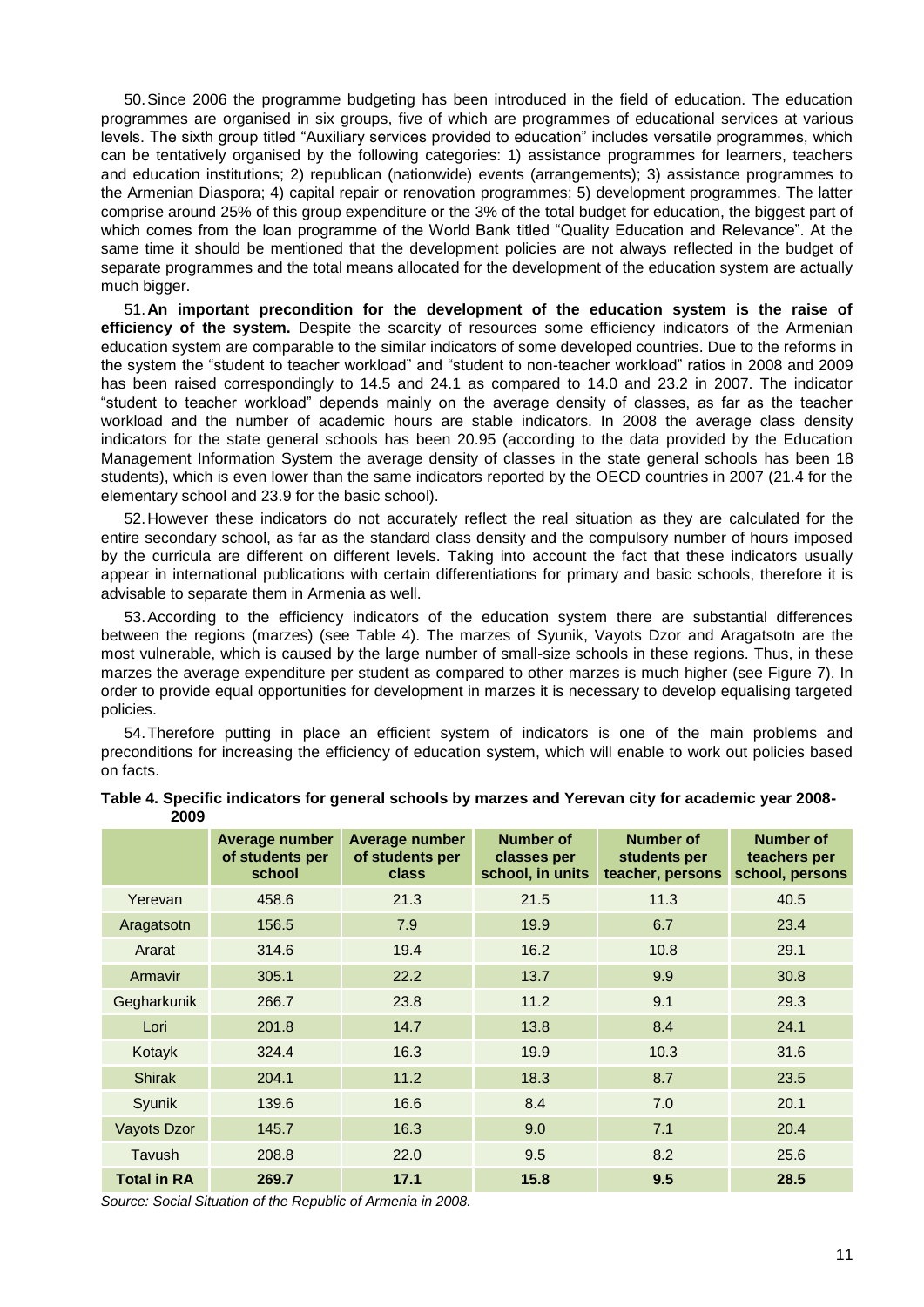50. Since 2006 the programme budgeting has been introduced in the field of education. The education programmes are organised in six groups, five of which are programmes of educational services at various levels. The sixth group titled "Auxiliary services provided to education" includes versatile programmes, which can be tentatively organised by the following categories: 1) assistance programmes for learners, teachers and education institutions; 2) republican (nationwide) events (arrangements); 3) assistance programmes to the Armenian Diaspora; 4) capital repair or renovation programmes; 5) development programmes. The latter comprise around 25% of this group expenditure or the 3% of the total budget for education, the biggest part of which comes from the loan programme of the World Bank titled "Quality Education and Relevance". At the same time it should be mentioned that the development policies are not always reflected in the budget of separate programmes and the total means allocated for the development of the education system are actually much bigger.

51. **An important precondition for the development of the education system is the raise of efficiency of the system.** Despite the scarcity of resources some efficiency indicators of the Armenian education system are comparable to the similar indicators of some developed countries. Due to the reforms in the system the "student to teacher workload" and "student to non-teacher workload" ratios in 2008 and 2009 has been raised correspondingly to 14.5 and 24.1 as compared to 14.0 and 23.2 in 2007. The indicator "student to teacher workload" depends mainly on the average density of classes, as far as the teacher workload and the number of academic hours are stable indicators. In 2008 the average class density indicators for the state general schools has been 20.95 (according to the data provided by the Education Management Information System the average density of classes in the state general schools has been 18 students), which is even lower than the same indicators reported by the OECD countries in 2007 (21.4 for the elementary school and 23.9 for the basic school).

52. However these indicators do not accurately reflect the real situation as they are calculated for the entire secondary school, as far as the standard class density and the compulsory number of hours imposed by the curricula are different on different levels. Taking into account the fact that these indicators usually appear in international publications with certain differentiations for primary and basic schools, therefore it is advisable to separate them in Armenia as well.

53. According to the efficiency indicators of the education system there are substantial differences between the regions (marzes) (see Table 4). The marzes of Syunik, Vayots Dzor and Aragatsotn are the most vulnerable, which is caused by the large number of small-size schools in these regions. Thus, in these marzes the average expenditure per student as compared to other marzes is much higher (see Figure 7). In order to provide equal opportunities for development in marzes it is necessary to develop equalising targeted policies.

54. Therefore putting in place an efficient system of indicators is one of the main problems and preconditions for increasing the efficiency of education system, which will enable to work out policies based on facts.

**Table 4. Specific indicators for general schools by marzes and Yerevan city for academic year 2008-2009**

| | Average number of students per school | Average number of students per class | Number of classes per school, in units | Number of students per teacher, persons | Number of teachers per school, persons |
|---|---|---|---|---|---|
| Yerevan | 458.6 | 21.3 | 21.5 | 11.3 | 40.5 |
| Aragatsotn | 156.5 | 7.9 | 19.9 | 6.7 | 23.4 |
| Ararat | 314.6 | 19.4 | 16.2 | 10.8 | 29.1 |
| Armavir | 305.1 | 22.2 | 13.7 | 9.9 | 30.8 |
| Gegharkunik | 266.7 | 23.8 | 11.2 | 9.1 | 29.3 |
| Lori | 201.8 | 14.7 | 13.8 | 8.4 | 24.1 |
| Kotayk | 324.4 | 16.3 | 19.9 | 10.3 | 31.6 |
| Shirak | 204.1 | 11.2 | 18.3 | 8.7 | 23.5 |
| Syunik | 139.6 | 16.6 | 8.4 | 7.0 | 20.1 |
| Vayots Dzor | 145.7 | 16.3 | 9.0 | 7.1 | 20.4 |
| Tavush | 208.8 | 22.0 | 9.5 | 8.2 | 25.6 |
| **Total in RA** | **269.7** | **17.1** | **15.8** | **9.5** | **28.5** |

*Source: Social Situation of the Republic of Armenia in 2008.*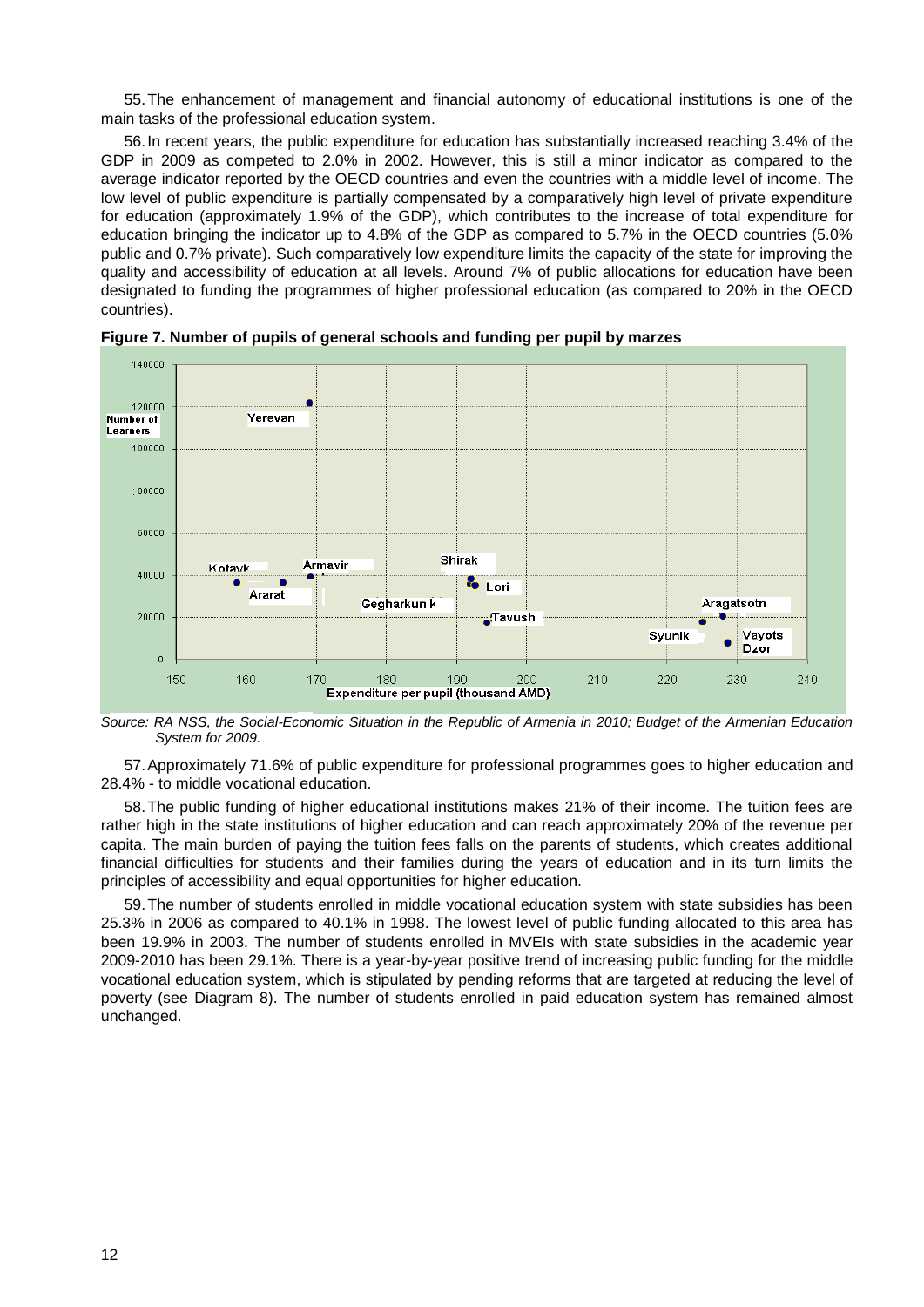55. The enhancement of management and financial autonomy of educational institutions is one of the main tasks of the professional education system.

56. In recent years, the public expenditure for education has substantially increased reaching 3.4% of the GDP in 2009 as competed to 2.0% in 2002. However, this is still a minor indicator as compared to the average indicator reported by the OECD countries and even the countries with a middle level of income. The low level of public expenditure is partially compensated by a comparatively high level of private expenditure for education (approximately 1.9% of the GDP), which contributes to the increase of total expenditure for education bringing the indicator up to 4.8% of the GDP as compared to 5.7% in the OECD countries (5.0% public and 0.7% private). Such comparatively low expenditure limits the capacity of the state for improving the quality and accessibility of education at all levels. Around 7% of public allocations for education have been designated to funding the programmes of higher professional education (as compared to 20% in the OECD countries).

**Figure 7. Number of pupils of general schools and funding per pupil by marzes**

*Source: RA NSS, the Social-Economic Situation in the Republic of Armenia in 2010; Budget of the Armenian Education System for 2009.*

57. Approximately 71.6% of public expenditure for professional programmes goes to higher education and 28.4% - to middle vocational education.

58. The public funding of higher educational institutions makes 21% of their income. The tuition fees are rather high in the state institutions of higher education and can reach approximately 20% of the revenue per capita. The main burden of paying the tuition fees falls on the parents of students, which creates additional financial difficulties for students and their families during the years of education and in its turn limits the principles of accessibility and equal opportunities for higher education.

59. The number of students enrolled in middle vocational education system with state subsidies has been 25.3% in 2006 as compared to 40.1% in 1998. The lowest level of public funding allocated to this area has been 19.9% in 2003. The number of students enrolled in MVEIs with state subsidies in the academic year 2009-2010 has been 29.1%. There is a year-by-year positive trend of increasing public funding for the middle vocational education system, which is stipulated by pending reforms that are targeted at reducing the level of poverty (see Diagram 8). The number of students enrolled in paid education system has remained almost unchanged.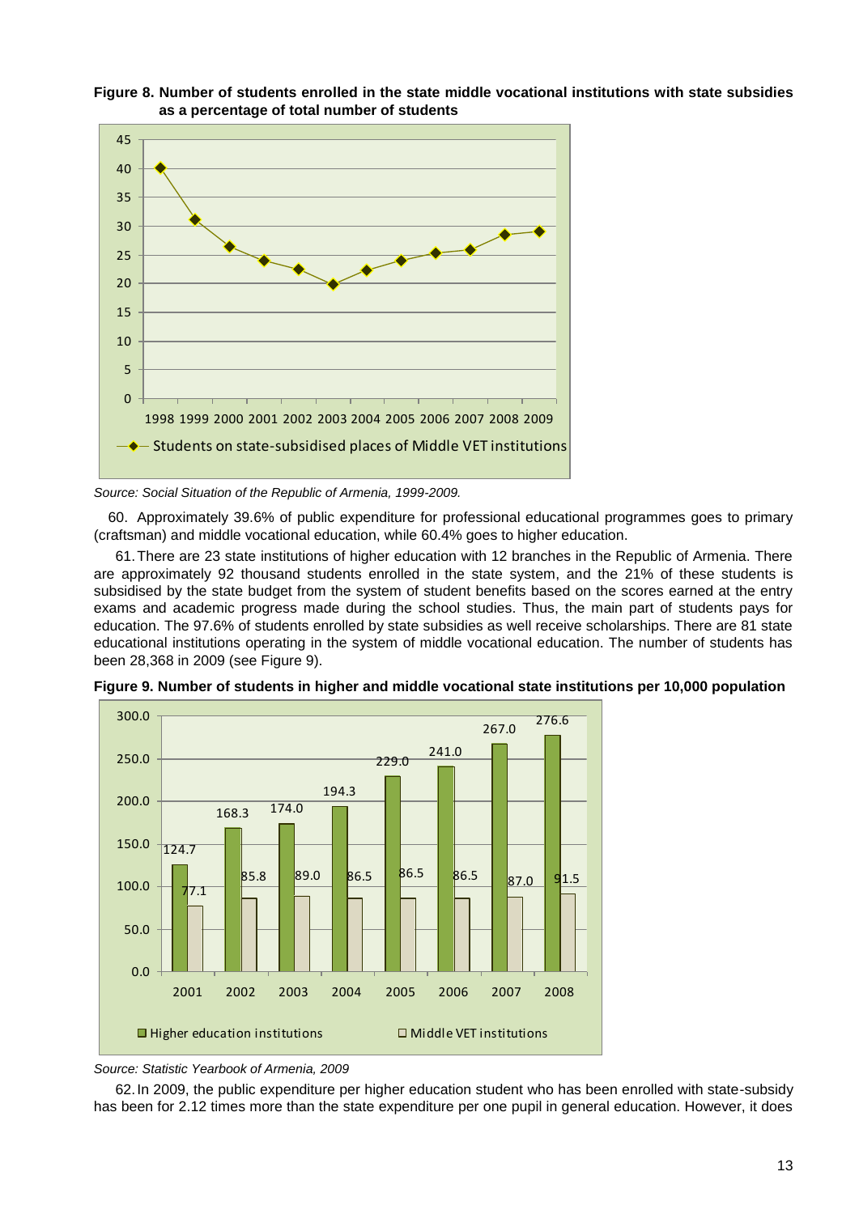**Figure 8. Number of students enrolled in the state middle vocational institutions with state subsidies as a percentage of total number of students**

*Source: Social Situation of the Republic of Armenia, 1999-2009.*

60. Approximately 39.6% of public expenditure for professional educational programmes goes to primary (craftsman) and middle vocational education, while 60.4% goes to higher education.

61. There are 23 state institutions of higher education with 12 branches in the Republic of Armenia. There are approximately 92 thousand students enrolled in the state system, and the 21% of these students is subsidised by the state budget from the system of student benefits based on the scores earned at the entry exams and academic progress made during the school studies. Thus, the main part of students pays for education. The 97.6% of students enrolled by state subsidies as well receive scholarships. There are 81 state educational institutions operating in the system of middle vocational education. The number of students has been 28,368 in 2009 (see Figure 9).

**Figure 9. Number of students in higher and middle vocational state institutions per 10,000 population**

| | 2001 | 2002 | 2003 | 2004 | 2005 | 2006 | 2007 | 2008 |
|---|---|---|---|---|---|---|---|---|
| Higher education institutions | 124.7 | 168.3 | 174.0 | 194.3 | 229.0 | 241.0 | 267.0 | 276.6 |
| Middle VET institutions | 77.1 | 85.8 | 89.0 | 86.5 | 86.5 | 86.5 | 87.0 | 91.5 |

*Source: Statistic Yearbook of Armenia, 2009*

62. In 2009, the public expenditure per higher education student who has been enrolled with state-subsidy has been for 2.12 times more than the state expenditure per one pupil in general education. However, it does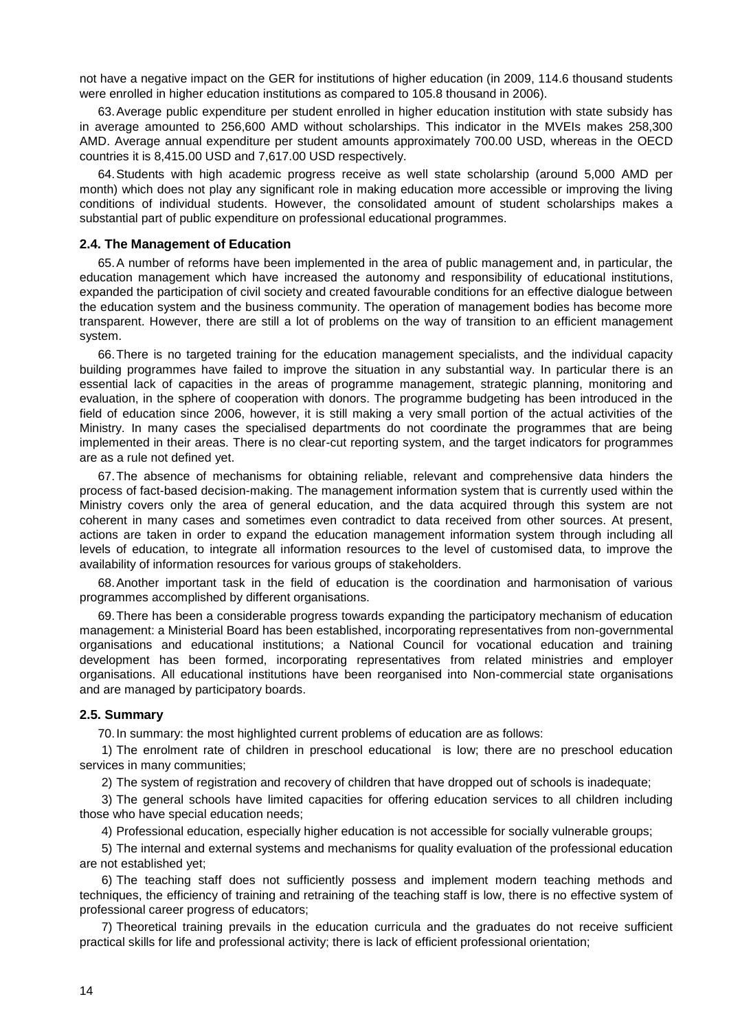not have a negative impact on the GER for institutions of higher education (in 2009, 114.6 thousand students were enrolled in higher education institutions as compared to 105.8 thousand in 2006).

63. Average public expenditure per student enrolled in higher education institution with state subsidy has in average amounted to 256,600 AMD without scholarships. This indicator in the MVEIs makes 258,300 AMD. Average annual expenditure per student amounts approximately 700.00 USD, whereas in the OECD countries it is 8,415.00 USD and 7,617.00 USD respectively.

64. Students with high academic progress receive as well state scholarship (around 5,000 AMD per month) which does not play any significant role in making education more accessible or improving the living conditions of individual students. However, the consolidated amount of student scholarships makes a substantial part of public expenditure on professional educational programmes.

### 2.4. The Management of Education

65. A number of reforms have been implemented in the area of public management and, in particular, the education management which have increased the autonomy and responsibility of educational institutions, expanded the participation of civil society and created favourable conditions for an effective dialogue between the education system and the business community. The operation of management bodies has become more transparent. However, there are still a lot of problems on the way of transition to an efficient management system.

66. There is no targeted training for the education management specialists, and the individual capacity building programmes have failed to improve the situation in any substantial way. In particular there is an essential lack of capacities in the areas of programme management, strategic planning, monitoring and evaluation, in the sphere of cooperation with donors. The programme budgeting has been introduced in the field of education since 2006, however, it is still making a very small portion of the actual activities of the Ministry. In many cases the specialised departments do not coordinate the programmes that are being implemented in their areas. There is no clear-cut reporting system, and the target indicators for programmes are as a rule not defined yet.

67. The absence of mechanisms for obtaining reliable, relevant and comprehensive data hinders the process of fact-based decision-making. The management information system that is currently used within the Ministry covers only the area of general education, and the data acquired through this system are not coherent in many cases and sometimes even contradict to data received from other sources. At present, actions are taken in order to expand the education management information system through including all levels of education, to integrate all information resources to the level of customised data, to improve the availability of information resources for various groups of stakeholders.

68. Another important task in the field of education is the coordination and harmonisation of various programmes accomplished by different organisations.

69. There has been a considerable progress towards expanding the participatory mechanism of education management: a Ministerial Board has been established, incorporating representatives from non-governmental organisations and educational institutions; a National Council for vocational education and training development has been formed, incorporating representatives from related ministries and employer organisations. All educational institutions have been reorganised into Non-commercial state organisations and are managed by participatory boards.

### 2.5. Summary

70. In summary: the most highlighted current problems of education are as follows:

1) The enrolment rate of children in preschool educational is low; there are no preschool education services in many communities;

2) The system of registration and recovery of children that have dropped out of schools is inadequate;

3) The general schools have limited capacities for offering education services to all children including those who have special education needs;

4) Professional education, especially higher education is not accessible for socially vulnerable groups;

5) The internal and external systems and mechanisms for quality evaluation of the professional education are not established yet;

6) The teaching staff does not sufficiently possess and implement modern teaching methods and techniques, the efficiency of training and retraining of the teaching staff is low, there is no effective system of professional career progress of educators;

7) Theoretical training prevails in the education curricula and the graduates do not receive sufficient practical skills for life and professional activity; there is lack of efficient professional orientation;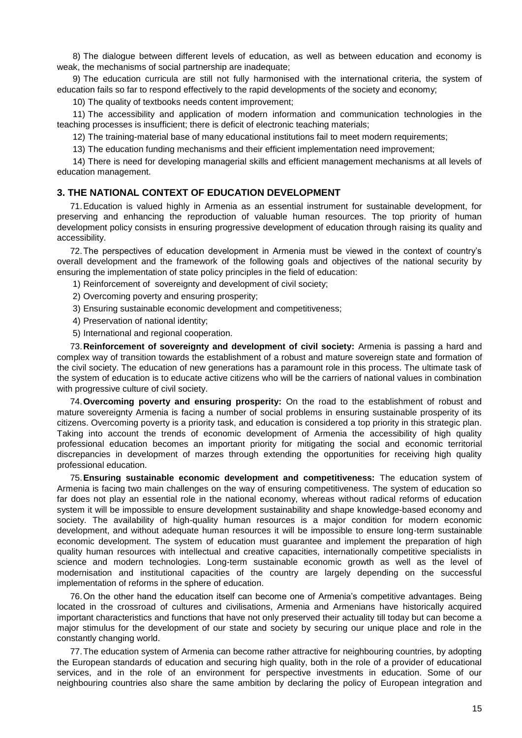8) The dialogue between different levels of education, as well as between education and economy is weak, the mechanisms of social partnership are inadequate;

9) The education curricula are still not fully harmonised with the international criteria, the system of education fails so far to respond effectively to the rapid developments of the society and economy;

10) The quality of textbooks needs content improvement;

11) The accessibility and application of modern information and communication technologies in the teaching processes is insufficient; there is deficit of electronic teaching materials;

12) The training-material base of many educational institutions fail to meet modern requirements;

13) The education funding mechanisms and their efficient implementation need improvement;

14) There is need for developing managerial skills and efficient management mechanisms at all levels of education management.

## 3. THE NATIONAL CONTEXT OF EDUCATION DEVELOPMENT

71. Education is valued highly in Armenia as an essential instrument for sustainable development, for preserving and enhancing the reproduction of valuable human resources. The top priority of human development policy consists in ensuring progressive development of education through raising its quality and accessibility.

72. The perspectives of education development in Armenia must be viewed in the context of country's overall development and the framework of the following goals and objectives of the national security by ensuring the implementation of state policy principles in the field of education:

1) Reinforcement of sovereignty and development of civil society;

2) Overcoming poverty and ensuring prosperity;

3) Ensuring sustainable economic development and competitiveness;

4) Preservation of national identity;

5) International and regional cooperation.

73. **Reinforcement of sovereignty and development of civil society:** Armenia is passing a hard and complex way of transition towards the establishment of a robust and mature sovereign state and formation of the civil society. The education of new generations has a paramount role in this process. The ultimate task of the system of education is to educate active citizens who will be the carriers of national values in combination with progressive culture of civil society.

74. **Overcoming poverty and ensuring prosperity:** On the road to the establishment of robust and mature sovereignty Armenia is facing a number of social problems in ensuring sustainable prosperity of its citizens. Overcoming poverty is a priority task, and education is considered a top priority in this strategic plan. Taking into account the trends of economic development of Armenia the accessibility of high quality professional education becomes an important priority for mitigating the social and economic territorial discrepancies in development of marzes through extending the opportunities for receiving high quality professional education.

75. **Ensuring sustainable economic development and competitiveness:** The education system of Armenia is facing two main challenges on the way of ensuring competitiveness. The system of education so far does not play an essential role in the national economy, whereas without radical reforms of education system it will be impossible to ensure development sustainability and shape knowledge-based economy and society. The availability of high-quality human resources is a major condition for modern economic development, and without adequate human resources it will be impossible to ensure long-term sustainable economic development. The system of education must guarantee and implement the preparation of high quality human resources with intellectual and creative capacities, internationally competitive specialists in science and modern technologies. Long-term sustainable economic growth as well as the level of modernisation and institutional capacities of the country are largely depending on the successful implementation of reforms in the sphere of education.

76. On the other hand the education itself can become one of Armenia's competitive advantages. Being located in the crossroad of cultures and civilisations, Armenia and Armenians have historically acquired important characteristics and functions that have not only preserved their actuality till today but can become a major stimulus for the development of our state and society by securing our unique place and role in the constantly changing world.

77. The education system of Armenia can become rather attractive for neighbouring countries, by adopting the European standards of education and securing high quality, both in the role of a provider of educational services, and in the role of an environment for perspective investments in education. Some of our neighbouring countries also share the same ambition by declaring the policy of European integration and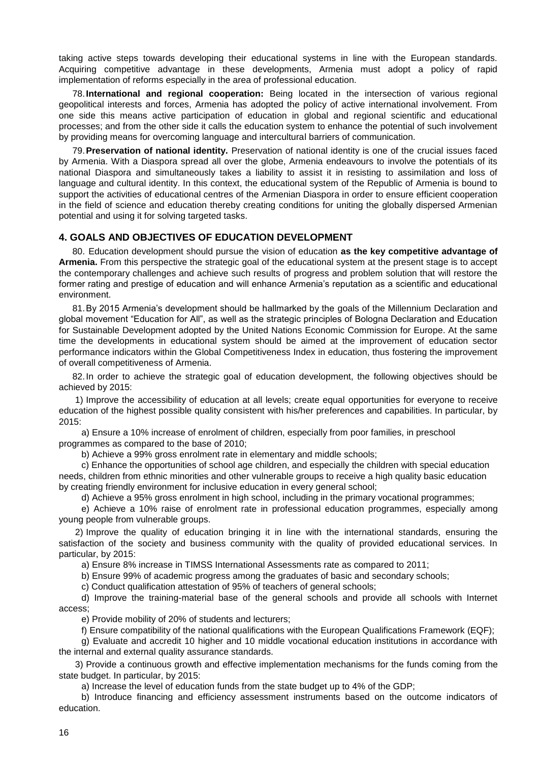taking active steps towards developing their educational systems in line with the European standards. Acquiring competitive advantage in these developments, Armenia must adopt a policy of rapid implementation of reforms especially in the area of professional education.

78. **International and regional cooperation:** Being located in the intersection of various regional geopolitical interests and forces, Armenia has adopted the policy of active international involvement. From one side this means active participation of education in global and regional scientific and educational processes; and from the other side it calls the education system to enhance the potential of such involvement by providing means for overcoming language and intercultural barriers of communication.

79. **Preservation of national identity.** Preservation of national identity is one of the crucial issues faced by Armenia. With a Diaspora spread all over the globe, Armenia endeavours to involve the potentials of its national Diaspora and simultaneously takes a liability to assist it in resisting to assimilation and loss of language and cultural identity. In this context, the educational system of the Republic of Armenia is bound to support the activities of educational centres of the Armenian Diaspora in order to ensure efficient cooperation in the field of science and education thereby creating conditions for uniting the globally dispersed Armenian potential and using it for solving targeted tasks.

## 4. GOALS AND OBJECTIVES OF EDUCATION DEVELOPMENT

80. Education development should pursue the vision of education **as the key competitive advantage of Armenia.** From this perspective the strategic goal of the educational system at the present stage is to accept the contemporary challenges and achieve such results of progress and problem solution that will restore the former rating and prestige of education and will enhance Armenia's reputation as a scientific and educational environment.

81. By 2015 Armenia's development should be hallmarked by the goals of the Millennium Declaration and global movement "Education for All", as well as the strategic principles of Bologna Declaration and Education for Sustainable Development adopted by the United Nations Economic Commission for Europe. At the same time the developments in educational system should be aimed at the improvement of education sector performance indicators within the Global Competitiveness Index in education, thus fostering the improvement of overall competitiveness of Armenia.

82. In order to achieve the strategic goal of education development, the following objectives should be achieved by 2015:

1) Improve the accessibility of education at all levels; create equal opportunities for everyone to receive education of the highest possible quality consistent with his/her preferences and capabilities. In particular, by 2015:

a) Ensure a 10% increase of enrolment of children, especially from poor families, in preschool programmes as compared to the base of 2010;

b) Achieve a 99% gross enrolment rate in elementary and middle schools;

c) Enhance the opportunities of school age children, and especially the children with special education needs, children from ethnic minorities and other vulnerable groups to receive a high quality basic education by creating friendly environment for inclusive education in every general school;

d) Achieve a 95% gross enrolment in high school, including in the primary vocational programmes;

e) Achieve a 10% raise of enrolment rate in professional education programmes, especially among young people from vulnerable groups.

2) Improve the quality of education bringing it in line with the international standards, ensuring the satisfaction of the society and business community with the quality of provided educational services. In particular, by 2015:

a) Ensure 8% increase in TIMSS International Assessments rate as compared to 2011;

b) Ensure 99% of academic progress among the graduates of basic and secondary schools;

c) Conduct qualification attestation of 95% of teachers of general schools;

d) Improve the training-material base of the general schools and provide all schools with Internet access;

e) Provide mobility of 20% of students and lecturers;

f) Ensure compatibility of the national qualifications with the European Qualifications Framework (EQF);

g) Evaluate and accredit 10 higher and 10 middle vocational education institutions in accordance with the internal and external quality assurance standards.

3) Provide a continuous growth and effective implementation mechanisms for the funds coming from the state budget. In particular, by 2015:

a) Increase the level of education funds from the state budget up to 4% of the GDP;

b) Introduce financing and efficiency assessment instruments based on the outcome indicators of education.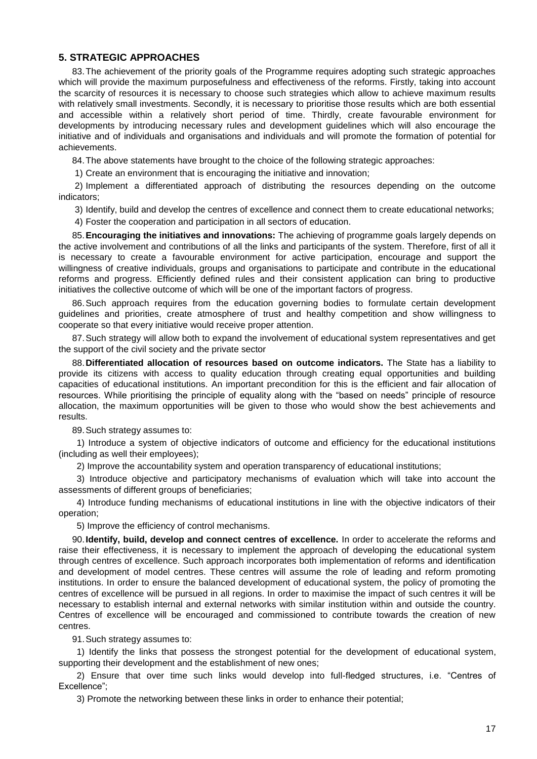## 5. STRATEGIC APPROACHES

83. The achievement of the priority goals of the Programme requires adopting such strategic approaches which will provide the maximum purposefulness and effectiveness of the reforms. Firstly, taking into account the scarcity of resources it is necessary to choose such strategies which allow to achieve maximum results with relatively small investments. Secondly, it is necessary to prioritise those results which are both essential and accessible within a relatively short period of time. Thirdly, create favourable environment for developments by introducing necessary rules and development guidelines which will also encourage the initiative and of individuals and organisations and individuals and will promote the formation of potential for achievements.

84. The above statements have brought to the choice of the following strategic approaches:

1) Create an environment that is encouraging the initiative and innovation;

2) Implement a differentiated approach of distributing the resources depending on the outcome indicators;

3) Identify, build and develop the centres of excellence and connect them to create educational networks;

4) Foster the cooperation and participation in all sectors of education.

85. **Encouraging the initiatives and innovations:** The achieving of programme goals largely depends on the active involvement and contributions of all the links and participants of the system. Therefore, first of all it is necessary to create a favourable environment for active participation, encourage and support the willingness of creative individuals, groups and organisations to participate and contribute in the educational reforms and progress. Efficiently defined rules and their consistent application can bring to productive initiatives the collective outcome of which will be one of the important factors of progress.

86. Such approach requires from the education governing bodies to formulate certain development guidelines and priorities, create atmosphere of trust and healthy competition and show willingness to cooperate so that every initiative would receive proper attention.

87. Such strategy will allow both to expand the involvement of educational system representatives and get the support of the civil society and the private sector

88. **Differentiated allocation of resources based on outcome indicators.** The State has a liability to provide its citizens with access to quality education through creating equal opportunities and building capacities of educational institutions. An important precondition for this is the efficient and fair allocation of resources. While prioritising the principle of equality along with the "based on needs" principle of resource allocation, the maximum opportunities will be given to those who would show the best achievements and results.

89. Such strategy assumes to:

1) Introduce a system of objective indicators of outcome and efficiency for the educational institutions (including as well their employees);

2) Improve the accountability system and operation transparency of educational institutions;

3) Introduce objective and participatory mechanisms of evaluation which will take into account the assessments of different groups of beneficiaries;

4) Introduce funding mechanisms of educational institutions in line with the objective indicators of their operation;

5) Improve the efficiency of control mechanisms.

90. **Identify, build, develop and connect centres of excellence.** In order to accelerate the reforms and raise their effectiveness, it is necessary to implement the approach of developing the educational system through centres of excellence. Such approach incorporates both implementation of reforms and identification and development of model centres. These centres will assume the role of leading and reform promoting institutions. In order to ensure the balanced development of educational system, the policy of promoting the centres of excellence will be pursued in all regions. In order to maximise the impact of such centres it will be necessary to establish internal and external networks with similar institution within and outside the country. Centres of excellence will be encouraged and commissioned to contribute towards the creation of new centres.

91. Such strategy assumes to:

1) Identify the links that possess the strongest potential for the development of educational system, supporting their development and the establishment of new ones;

2) Ensure that over time such links would develop into full-fledged structures, i.e. "Centres of Excellence";

3) Promote the networking between these links in order to enhance their potential;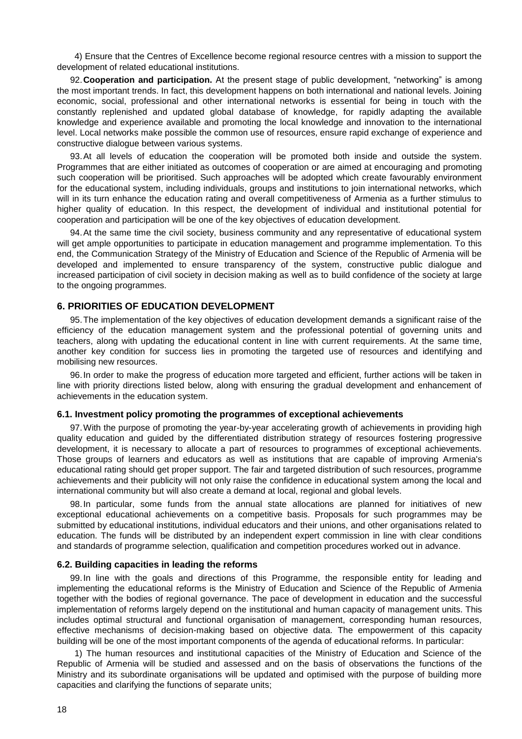4) Ensure that the Centres of Excellence become regional resource centres with a mission to support the development of related educational institutions.

92. **Cooperation and participation.** At the present stage of public development, "networking" is among the most important trends. In fact, this development happens on both international and national levels. Joining economic, social, professional and other international networks is essential for being in touch with the constantly replenished and updated global database of knowledge, for rapidly adapting the available knowledge and experience available and promoting the local knowledge and innovation to the international level. Local networks make possible the common use of resources, ensure rapid exchange of experience and constructive dialogue between various systems.

93. At all levels of education the cooperation will be promoted both inside and outside the system. Programmes that are either initiated as outcomes of cooperation or are aimed at encouraging and promoting such cooperation will be prioritised. Such approaches will be adopted which create favourably environment for the educational system, including individuals, groups and institutions to join international networks, which will in its turn enhance the education rating and overall competitiveness of Armenia as a further stimulus to higher quality of education. In this respect, the development of individual and institutional potential for cooperation and participation will be one of the key objectives of education development.

94. At the same time the civil society, business community and any representative of educational system will get ample opportunities to participate in education management and programme implementation. To this end, the Communication Strategy of the Ministry of Education and Science of the Republic of Armenia will be developed and implemented to ensure transparency of the system, constructive public dialogue and increased participation of civil society in decision making as well as to build confidence of the society at large to the ongoing programmes.

## 6. PRIORITIES OF EDUCATION DEVELOPMENT

95. The implementation of the key objectives of education development demands a significant raise of the efficiency of the education management system and the professional potential of governing units and teachers, along with updating the educational content in line with current requirements. At the same time, another key condition for success lies in promoting the targeted use of resources and identifying and mobilising new resources.

96. In order to make the progress of education more targeted and efficient, further actions will be taken in line with priority directions listed below, along with ensuring the gradual development and enhancement of achievements in the education system.

### 6.1. Investment policy promoting the programmes of exceptional achievements

97. With the purpose of promoting the year-by-year accelerating growth of achievements in providing high quality education and guided by the differentiated distribution strategy of resources fostering progressive development, it is necessary to allocate a part of resources to programmes of exceptional achievements. Those groups of learners and educators as well as institutions that are capable of improving Armenia's educational rating should get proper support. The fair and targeted distribution of such resources, programme achievements and their publicity will not only raise the confidence in educational system among the local and international community but will also create a demand at local, regional and global levels.

98. In particular, some funds from the annual state allocations are planned for initiatives of new exceptional educational achievements on a competitive basis. Proposals for such programmes may be submitted by educational institutions, individual educators and their unions, and other organisations related to education. The funds will be distributed by an independent expert commission in line with clear conditions and standards of programme selection, qualification and competition procedures worked out in advance.

### 6.2. Building capacities in leading the reforms

99. In line with the goals and directions of this Programme, the responsible entity for leading and implementing the educational reforms is the Ministry of Education and Science of the Republic of Armenia together with the bodies of regional governance. The pace of development in education and the successful implementation of reforms largely depend on the institutional and human capacity of management units. This includes optimal structural and functional organisation of management, corresponding human resources, effective mechanisms of decision-making based on objective data. The empowerment of this capacity building will be one of the most important components of the agenda of educational reforms. In particular:

1) The human resources and institutional capacities of the Ministry of Education and Science of the Republic of Armenia will be studied and assessed and on the basis of observations the functions of the Ministry and its subordinate organisations will be updated and optimised with the purpose of building more capacities and clarifying the functions of separate units;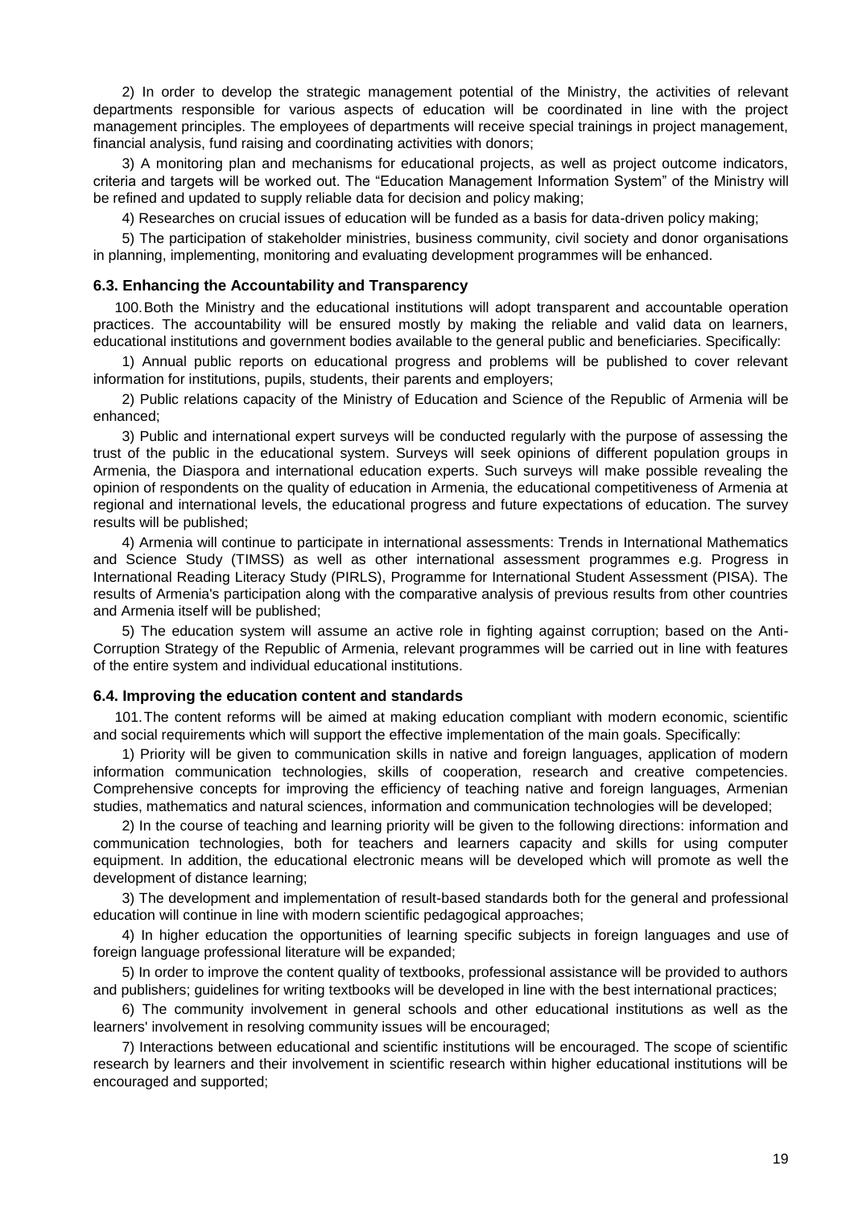2) In order to develop the strategic management potential of the Ministry, the activities of relevant departments responsible for various aspects of education will be coordinated in line with the project management principles. The employees of departments will receive special trainings in project management, financial analysis, fund raising and coordinating activities with donors;

3) A monitoring plan and mechanisms for educational projects, as well as project outcome indicators, criteria and targets will be worked out. The "Education Management Information System" of the Ministry will be refined and updated to supply reliable data for decision and policy making;

4) Researches on crucial issues of education will be funded as a basis for data-driven policy making;

5) The participation of stakeholder ministries, business community, civil society and donor organisations in planning, implementing, monitoring and evaluating development programmes will be enhanced.

### 6.3. Enhancing the Accountability and Transparency

100. Both the Ministry and the educational institutions will adopt transparent and accountable operation practices. The accountability will be ensured mostly by making the reliable and valid data on learners, educational institutions and government bodies available to the general public and beneficiaries. Specifically:

1) Annual public reports on educational progress and problems will be published to cover relevant information for institutions, pupils, students, their parents and employers;

2) Public relations capacity of the Ministry of Education and Science of the Republic of Armenia will be enhanced;

3) Public and international expert surveys will be conducted regularly with the purpose of assessing the trust of the public in the educational system. Surveys will seek opinions of different population groups in Armenia, the Diaspora and international education experts. Such surveys will make possible revealing the opinion of respondents on the quality of education in Armenia, the educational competitiveness of Armenia at regional and international levels, the educational progress and future expectations of education. The survey results will be published;

4) Armenia will continue to participate in international assessments: Trends in International Mathematics and Science Study (TIMSS) as well as other international assessment programmes e.g. Progress in International Reading Literacy Study (PIRLS), Programme for International Student Assessment (PISA). The results of Armenia's participation along with the comparative analysis of previous results from other countries and Armenia itself will be published;

5) The education system will assume an active role in fighting against corruption; based on the Anti-Corruption Strategy of the Republic of Armenia, relevant programmes will be carried out in line with features of the entire system and individual educational institutions.

### 6.4. Improving the education content and standards

101. The content reforms will be aimed at making education compliant with modern economic, scientific and social requirements which will support the effective implementation of the main goals. Specifically:

1) Priority will be given to communication skills in native and foreign languages, application of modern information communication technologies, skills of cooperation, research and creative competencies. Comprehensive concepts for improving the efficiency of teaching native and foreign languages, Armenian studies, mathematics and natural sciences, information and communication technologies will be developed;

2) In the course of teaching and learning priority will be given to the following directions: information and communication technologies, both for teachers and learners capacity and skills for using computer equipment. In addition, the educational electronic means will be developed which will promote as well the development of distance learning;

3) The development and implementation of result-based standards both for the general and professional education will continue in line with modern scientific pedagogical approaches;

4) In higher education the opportunities of learning specific subjects in foreign languages and use of foreign language professional literature will be expanded;

5) In order to improve the content quality of textbooks, professional assistance will be provided to authors and publishers; guidelines for writing textbooks will be developed in line with the best international practices;

6) The community involvement in general schools and other educational institutions as well as the learners' involvement in resolving community issues will be encouraged;

7) Interactions between educational and scientific institutions will be encouraged. The scope of scientific research by learners and their involvement in scientific research within higher educational institutions will be encouraged and supported;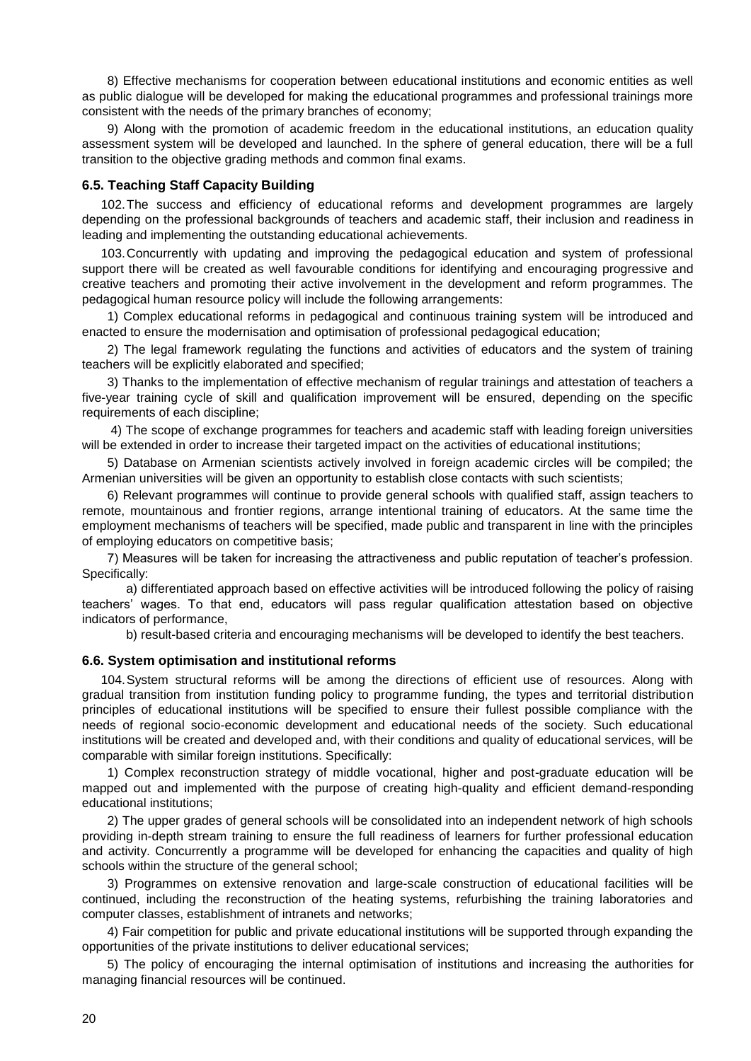8) Effective mechanisms for cooperation between educational institutions and economic entities as well as public dialogue will be developed for making the educational programmes and professional trainings more consistent with the needs of the primary branches of economy;

9) Along with the promotion of academic freedom in the educational institutions, an education quality assessment system will be developed and launched. In the sphere of general education, there will be a full transition to the objective grading methods and common final exams.

### 6.5. Teaching Staff Capacity Building

102. The success and efficiency of educational reforms and development programmes are largely depending on the professional backgrounds of teachers and academic staff, their inclusion and readiness in leading and implementing the outstanding educational achievements.

103. Concurrently with updating and improving the pedagogical education and system of professional support there will be created as well favourable conditions for identifying and encouraging progressive and creative teachers and promoting their active involvement in the development and reform programmes. The pedagogical human resource policy will include the following arrangements:

1) Complex educational reforms in pedagogical and continuous training system will be introduced and enacted to ensure the modernisation and optimisation of professional pedagogical education;

2) The legal framework regulating the functions and activities of educators and the system of training teachers will be explicitly elaborated and specified;

3) Thanks to the implementation of effective mechanism of regular trainings and attestation of teachers a five-year training cycle of skill and qualification improvement will be ensured, depending on the specific requirements of each discipline;

4) The scope of exchange programmes for teachers and academic staff with leading foreign universities will be extended in order to increase their targeted impact on the activities of educational institutions;

5) Database on Armenian scientists actively involved in foreign academic circles will be compiled; the Armenian universities will be given an opportunity to establish close contacts with such scientists;

6) Relevant programmes will continue to provide general schools with qualified staff, assign teachers to remote, mountainous and frontier regions, arrange intentional training of educators. At the same time the employment mechanisms of teachers will be specified, made public and transparent in line with the principles of employing educators on competitive basis;

7) Measures will be taken for increasing the attractiveness and public reputation of teacher's profession. Specifically:

a) differentiated approach based on effective activities will be introduced following the policy of raising teachers' wages. To that end, educators will pass regular qualification attestation based on objective indicators of performance,

b) result-based criteria and encouraging mechanisms will be developed to identify the best teachers.

### 6.6. System optimisation and institutional reforms

104. System structural reforms will be among the directions of efficient use of resources. Along with gradual transition from institution funding policy to programme funding, the types and territorial distribution principles of educational institutions will be specified to ensure their fullest possible compliance with the needs of regional socio-economic development and educational needs of the society. Such educational institutions will be created and developed and, with their conditions and quality of educational services, will be comparable with similar foreign institutions. Specifically:

1) Complex reconstruction strategy of middle vocational, higher and post-graduate education will be mapped out and implemented with the purpose of creating high-quality and efficient demand-responding educational institutions;

2) The upper grades of general schools will be consolidated into an independent network of high schools providing in-depth stream training to ensure the full readiness of learners for further professional education and activity. Concurrently a programme will be developed for enhancing the capacities and quality of high schools within the structure of the general school;

3) Programmes on extensive renovation and large-scale construction of educational facilities will be continued, including the reconstruction of the heating systems, refurbishing the training laboratories and computer classes, establishment of intranets and networks;

4) Fair competition for public and private educational institutions will be supported through expanding the opportunities of the private institutions to deliver educational services;

5) The policy of encouraging the internal optimisation of institutions and increasing the authorities for managing financial resources will be continued.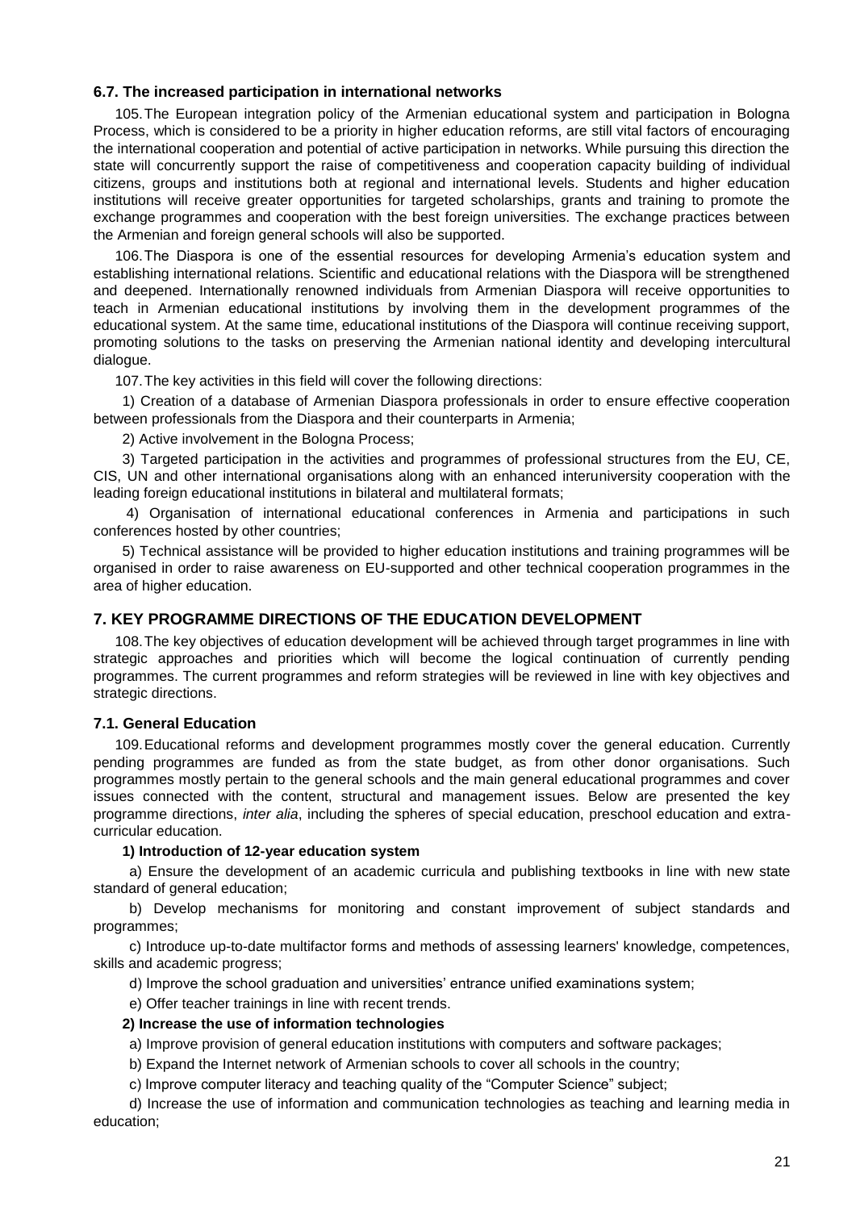### 6.7. The increased participation in international networks

105. The European integration policy of the Armenian educational system and participation in Bologna Process, which is considered to be a priority in higher education reforms, are still vital factors of encouraging the international cooperation and potential of active participation in networks. While pursuing this direction the state will concurrently support the raise of competitiveness and cooperation capacity building of individual citizens, groups and institutions both at regional and international levels. Students and higher education institutions will receive greater opportunities for targeted scholarships, grants and training to promote the exchange programmes and cooperation with the best foreign universities. The exchange practices between the Armenian and foreign general schools will also be supported.

106. The Diaspora is one of the essential resources for developing Armenia's education system and establishing international relations. Scientific and educational relations with the Diaspora will be strengthened and deepened. Internationally renowned individuals from Armenian Diaspora will receive opportunities to teach in Armenian educational institutions by involving them in the development programmes of the educational system. At the same time, educational institutions of the Diaspora will continue receiving support, promoting solutions to the tasks on preserving the Armenian national identity and developing intercultural dialogue.

107. The key activities in this field will cover the following directions:

1) Creation of a database of Armenian Diaspora professionals in order to ensure effective cooperation between professionals from the Diaspora and their counterparts in Armenia;

2) Active involvement in the Bologna Process;

3) Targeted participation in the activities and programmes of professional structures from the EU, CE, CIS, UN and other international organisations along with an enhanced interuniversity cooperation with the leading foreign educational institutions in bilateral and multilateral formats;

4) Organisation of international educational conferences in Armenia and participations in such conferences hosted by other countries;

5) Technical assistance will be provided to higher education institutions and training programmes will be organised in order to raise awareness on EU-supported and other technical cooperation programmes in the area of higher education.

## 7. KEY PROGRAMME DIRECTIONS OF THE EDUCATION DEVELOPMENT

108. The key objectives of education development will be achieved through target programmes in line with strategic approaches and priorities which will become the logical continuation of currently pending programmes. The current programmes and reform strategies will be reviewed in line with key objectives and strategic directions.

### 7.1. General Education

109. Educational reforms and development programmes mostly cover the general education. Currently pending programmes are funded as from the state budget, as from other donor organisations. Such programmes mostly pertain to the general schools and the main general educational programmes and cover issues connected with the content, structural and management issues. Below are presented the key programme directions, *inter alia*, including the spheres of special education, preschool education and extra-curricular education.

**1) Introduction of 12-year education system**

a) Ensure the development of an academic curricula and publishing textbooks in line with new state standard of general education;

b) Develop mechanisms for monitoring and constant improvement of subject standards and programmes;

c) Introduce up-to-date multifactor forms and methods of assessing learners' knowledge, competences, skills and academic progress;

d) Improve the school graduation and universities' entrance unified examinations system;

e) Offer teacher trainings in line with recent trends.

**2) Increase the use of information technologies**

a) Improve provision of general education institutions with computers and software packages;

b) Expand the Internet network of Armenian schools to cover all schools in the country;

c) Improve computer literacy and teaching quality of the "Computer Science" subject;

d) Increase the use of information and communication technologies as teaching and learning media in education;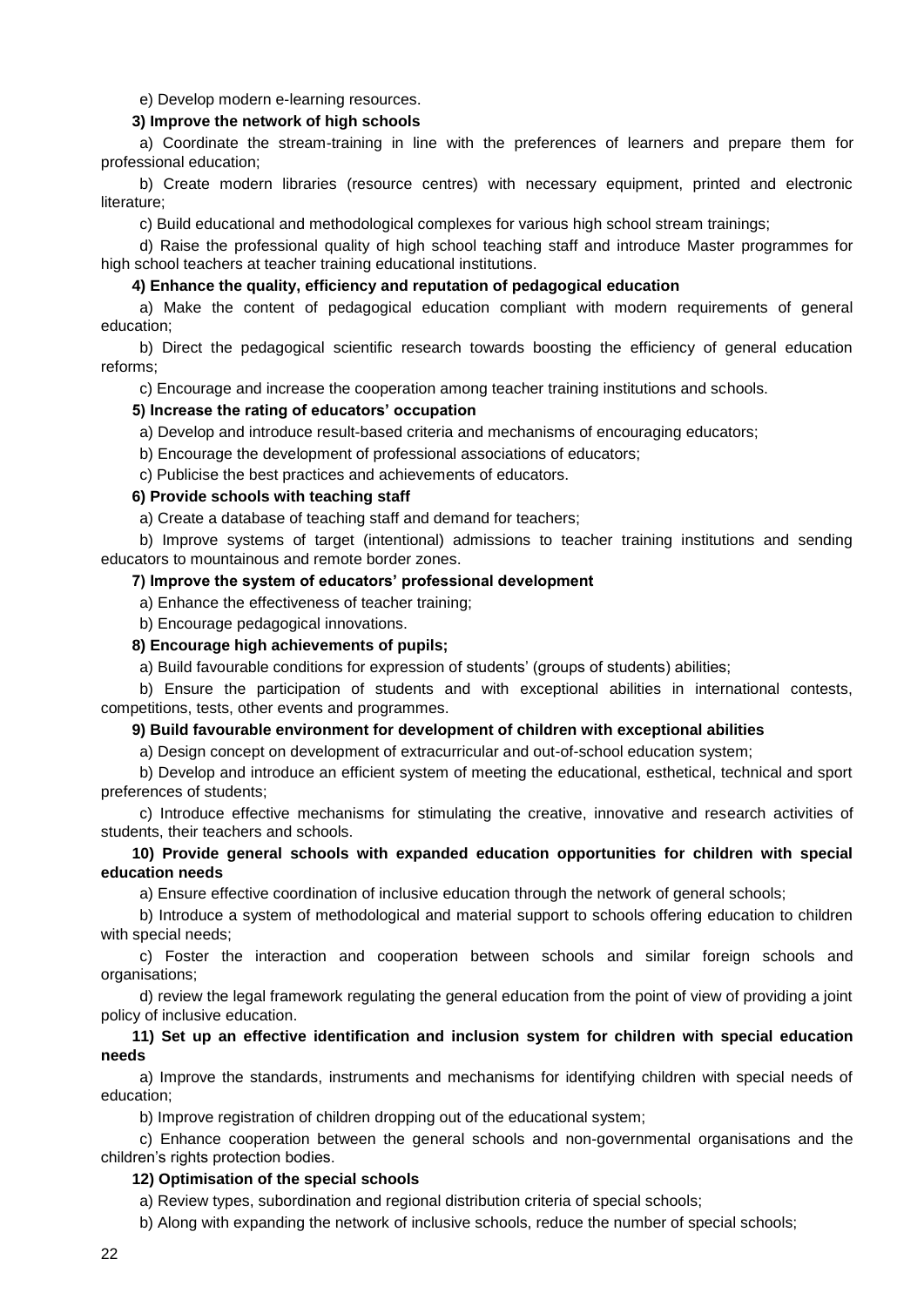e) Develop modern e-learning resources.

**3) Improve the network of high schools**

a) Coordinate the stream-training in line with the preferences of learners and prepare them for professional education;

b) Create modern libraries (resource centres) with necessary equipment, printed and electronic literature;

c) Build educational and methodological complexes for various high school stream trainings;

d) Raise the professional quality of high school teaching staff and introduce Master programmes for high school teachers at teacher training educational institutions.

**4) Enhance the quality, efficiency and reputation of pedagogical education**

a) Make the content of pedagogical education compliant with modern requirements of general education;

b) Direct the pedagogical scientific research towards boosting the efficiency of general education reforms;

c) Encourage and increase the cooperation among teacher training institutions and schools.

**5) Increase the rating of educators' occupation**

a) Develop and introduce result-based criteria and mechanisms of encouraging educators;

b) Encourage the development of professional associations of educators;

c) Publicise the best practices and achievements of educators.

**6) Provide schools with teaching staff**

a) Create a database of teaching staff and demand for teachers;

b) Improve systems of target (intentional) admissions to teacher training institutions and sending educators to mountainous and remote border zones.

**7) Improve the system of educators' professional development**

a) Enhance the effectiveness of teacher training;

b) Encourage pedagogical innovations.

**8) Encourage high achievements of pupils;**

a) Build favourable conditions for expression of students' (groups of students) abilities;

b) Ensure the participation of students and with exceptional abilities in international contests, competitions, tests, other events and programmes.

**9) Build favourable environment for development of children with exceptional abilities**

a) Design concept on development of extracurricular and out-of-school education system;

b) Develop and introduce an efficient system of meeting the educational, esthetical, technical and sport preferences of students;

c) Introduce effective mechanisms for stimulating the creative, innovative and research activities of students, their teachers and schools.

**10) Provide general schools with expanded education opportunities for children with special education needs**

a) Ensure effective coordination of inclusive education through the network of general schools;

b) Introduce a system of methodological and material support to schools offering education to children with special needs;

c) Foster the interaction and cooperation between schools and similar foreign schools and organisations;

d) review the legal framework regulating the general education from the point of view of providing a joint policy of inclusive education.

**11) Set up an effective identification and inclusion system for children with special education needs**

a) Improve the standards, instruments and mechanisms for identifying children with special needs of education;

b) Improve registration of children dropping out of the educational system;

c) Enhance cooperation between the general schools and non-governmental organisations and the children's rights protection bodies.

**12) Optimisation of the special schools**

a) Review types, subordination and regional distribution criteria of special schools;

b) Along with expanding the network of inclusive schools, reduce the number of special schools;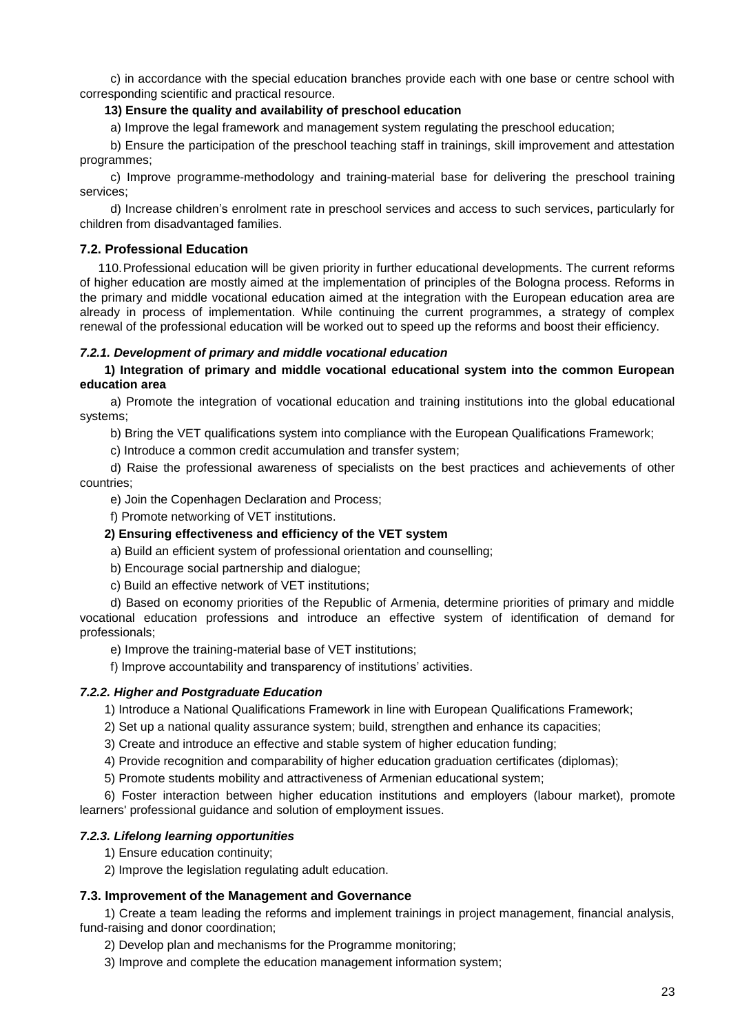c) in accordance with the special education branches provide each with one base or centre school with corresponding scientific and practical resource.

**13) Ensure the quality and availability of preschool education**

a) Improve the legal framework and management system regulating the preschool education;

b) Ensure the participation of the preschool teaching staff in trainings, skill improvement and attestation programmes;

c) Improve programme-methodology and training-material base for delivering the preschool training services;

d) Increase children's enrolment rate in preschool services and access to such services, particularly for children from disadvantaged families.

### 7.2. Professional Education

110. Professional education will be given priority in further educational developments. The current reforms of higher education are mostly aimed at the implementation of principles of the Bologna process. Reforms in the primary and middle vocational education aimed at the integration with the European education area are already in process of implementation. While continuing the current programmes, a strategy of complex renewal of the professional education will be worked out to speed up the reforms and boost their efficiency.

#### *7.2.1. Development of primary and middle vocational education*

**1) Integration of primary and middle vocational educational system into the common European education area**

a) Promote the integration of vocational education and training institutions into the global educational systems;

b) Bring the VET qualifications system into compliance with the European Qualifications Framework;

c) Introduce a common credit accumulation and transfer system;

d) Raise the professional awareness of specialists on the best practices and achievements of other countries;

e) Join the Copenhagen Declaration and Process;

f) Promote networking of VET institutions.

**2) Ensuring effectiveness and efficiency of the VET system**

a) Build an efficient system of professional orientation and counselling;

b) Encourage social partnership and dialogue;

c) Build an effective network of VET institutions;

d) Based on economy priorities of the Republic of Armenia, determine priorities of primary and middle vocational education professions and introduce an effective system of identification of demand for professionals;

e) Improve the training-material base of VET institutions;

f) Improve accountability and transparency of institutions' activities.

#### *7.2.2. Higher and Postgraduate Education*

1) Introduce a National Qualifications Framework in line with European Qualifications Framework;

2) Set up a national quality assurance system; build, strengthen and enhance its capacities;

3) Create and introduce an effective and stable system of higher education funding;

4) Provide recognition and comparability of higher education graduation certificates (diplomas);

5) Promote students mobility and attractiveness of Armenian educational system;

6) Foster interaction between higher education institutions and employers (labour market), promote learners' professional guidance and solution of employment issues.

#### *7.2.3. Lifelong learning opportunities*

1) Ensure education continuity;

2) Improve the legislation regulating adult education.

### 7.3. Improvement of the Management and Governance

1) Create a team leading the reforms and implement trainings in project management, financial analysis, fund-raising and donor coordination;

2) Develop plan and mechanisms for the Programme monitoring;

3) Improve and complete the education management information system;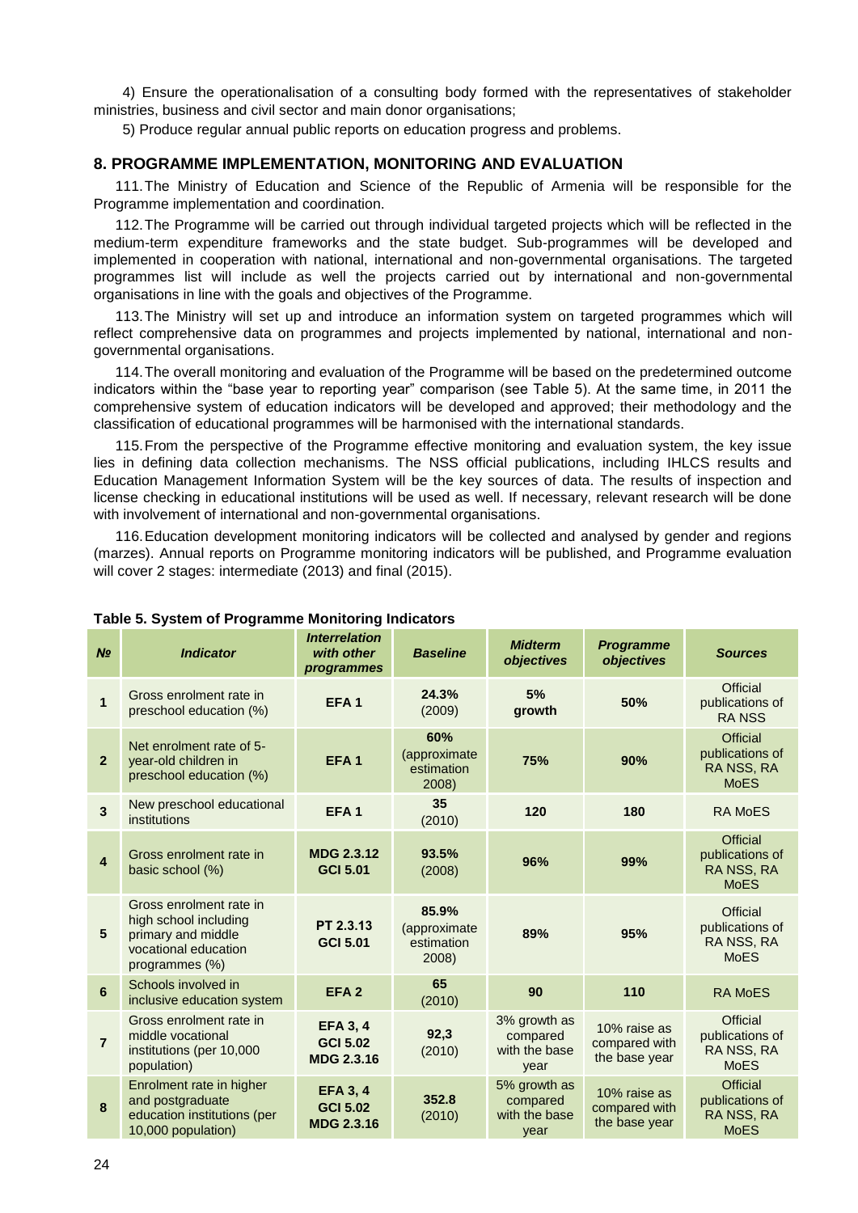4) Ensure the operationalisation of a consulting body formed with the representatives of stakeholder ministries, business and civil sector and main donor organisations;

5) Produce regular annual public reports on education progress and problems.

## 8. PROGRAMME IMPLEMENTATION, MONITORING AND EVALUATION

111. The Ministry of Education and Science of the Republic of Armenia will be responsible for the Programme implementation and coordination.

112. The Programme will be carried out through individual targeted projects which will be reflected in the medium-term expenditure frameworks and the state budget. Sub-programmes will be developed and implemented in cooperation with national, international and non-governmental organisations. The targeted programmes list will include as well the projects carried out by international and non-governmental organisations in line with the goals and objectives of the Programme.

113. The Ministry will set up and introduce an information system on targeted programmes which will reflect comprehensive data on programmes and projects implemented by national, international and non-governmental organisations.

114. The overall monitoring and evaluation of the Programme will be based on the predetermined outcome indicators within the "base year to reporting year" comparison (see Table 5). At the same time, in 2011 the comprehensive system of education indicators will be developed and approved; their methodology and the classification of educational programmes will be harmonised with the international standards.

115. From the perspective of the Programme effective monitoring and evaluation system, the key issue lies in defining data collection mechanisms. The NSS official publications, including IHLCS results and Education Management Information System will be the key sources of data. The results of inspection and license checking in educational institutions will be used as well. If necessary, relevant research will be done with involvement of international and non-governmental organisations.

116. Education development monitoring indicators will be collected and analysed by gender and regions (marzes). Annual reports on Programme monitoring indicators will be published, and Programme evaluation will cover 2 stages: intermediate (2013) and final (2015).

**Table 5. System of Programme Monitoring Indicators**

| *№* | *Indicator* | *Interrelation with other programmes* | *Baseline* | *Midterm objectives* | *Programme objectives* | *Sources* |
|---|---|---|---|---|---|---|
| **1** | Gross enrolment rate in preschool education (%) | **EFA 1** | **24.3%** (2009) | **5% growth** | **50%** | Official publications of RA NSS |
| **2** | Net enrolment rate of 5-year-old children in preschool education (%) | **EFA 1** | **60%** (approximate estimation 2008) | **75%** | **90%** | Official publications of RA NSS, RA MoES |
| **3** | New preschool educational institutions | **EFA 1** | **35** (2010) | **120** | **180** | RA MoES |
| **4** | Gross enrolment rate in basic school (%) | **MDG 2.3.12 GCI 5.01** | **93.5%** (2008) | **96%** | **99%** | Official publications of RA NSS, RA MoES |
| **5** | Gross enrolment rate in high school including primary and middle vocational education programmes (%) | **PT 2.3.13 GCI 5.01** | **85.9%** (approximate estimation 2008) | **89%** | **95%** | Official publications of RA NSS, RA MoES |
| **6** | Schools involved in inclusive education system | **EFA 2** | **65** (2010) | **90** | **110** | RA MoES |
| **7** | Gross enrolment rate in middle vocational institutions (per 10,000 population) | **EFA 3, 4 GCI 5.02 MDG 2.3.16** | **92,3** (2010) | 3% growth as compared with the base year | 10% raise as compared with the base year | Official publications of RA NSS, RA MoES |
| **8** | Enrolment rate in higher and postgraduate education institutions (per 10,000 population) | **EFA 3, 4 GCI 5.02 MDG 2.3.16** | **352.8** (2010) | 5% growth as compared with the base year | 10% raise as compared with the base year | Official publications of RA NSS, RA MoES |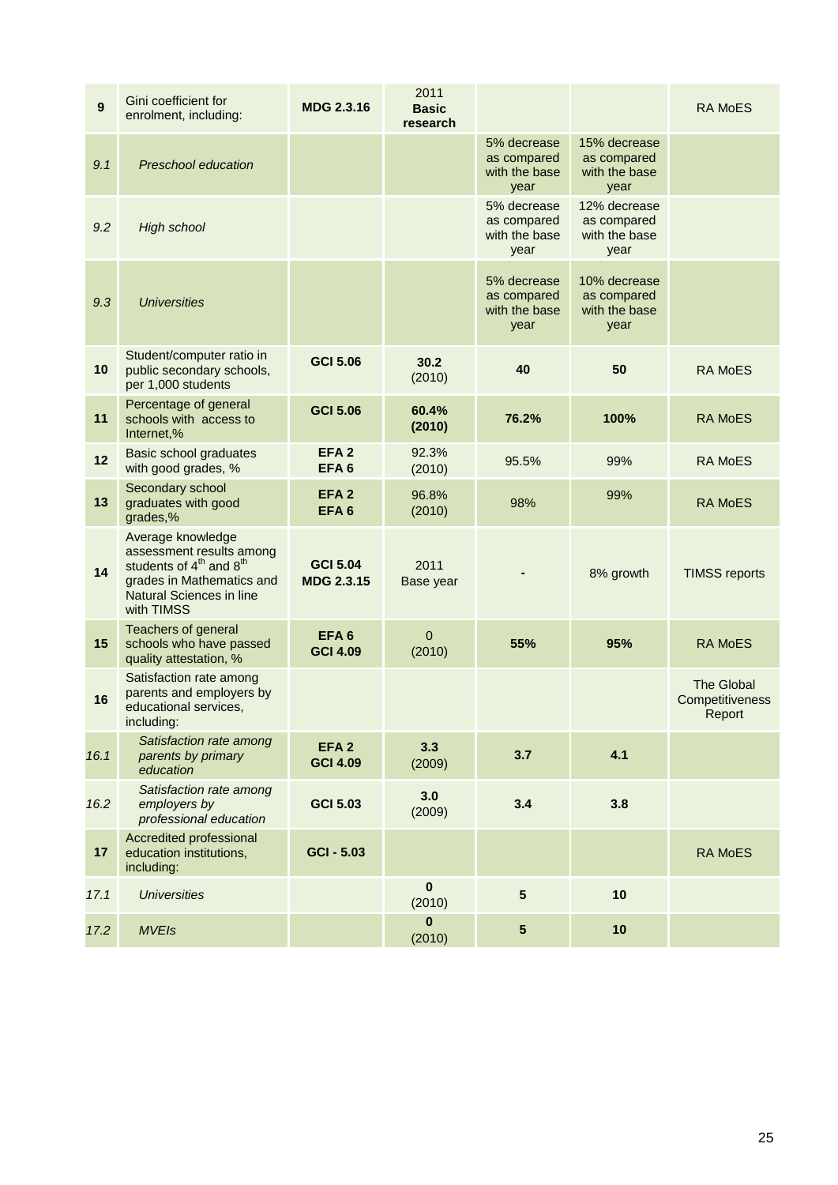| 9 | Gini coefficient for enrolment, including: | **MDG 2.3.16** | 2011 **Basic research** | | | RA MoES |
|---|---|---|---|---|---|---|
| *9.1* | *Preschool education* | | | 5% decrease as compared with the base year | 15% decrease as compared with the base year | |
| *9.2* | *High school* | | | 5% decrease as compared with the base year | 12% decrease as compared with the base year | |
| *9.3* | *Universities* | | | 5% decrease as compared with the base year | 10% decrease as compared with the base year | |
| **10** | Student/computer ratio in public secondary schools, per 1,000 students | **GCI 5.06** | **30.2** (2010) | **40** | **50** | RA MoES |
| **11** | Percentage of general schools with access to Internet,% | **GCI 5.06** | **60.4% (2010)** | **76.2%** | **100%** | RA MoES |
| **12** | Basic school graduates with good grades, % | **EFA 2 EFA 6** | 92.3% (2010) | 95.5% | 99% | RA MoES |
| **13** | Secondary school graduates with good grades,% | **EFA 2 EFA 6** | 96.8% (2010) | 98% | 99% | RA MoES |
| **14** | Average knowledge assessment results among students of 4th and 8th grades in Mathematics and Natural Sciences in line with TIMSS | **GCI 5.04 MDG 2.3.15** | 2011 Base year | **-** | 8% growth | TIMSS reports |
| **15** | Teachers of general schools who have passed quality attestation, % | **EFA 6 GCI 4.09** | 0 (2010) | **55%** | **95%** | RA MoES |
| **16** | Satisfaction rate among parents and employers by educational services, including: | | | | | The Global Competitiveness Report |
| *16.1* | *Satisfaction rate among parents by primary education* | **EFA 2 GCI 4.09** | **3.3** (2009) | **3.7** | **4.1** | |
| *16.2* | *Satisfaction rate among employers by professional education* | **GCI 5.03** | **3.0** (2009) | **3.4** | **3.8** | |
| **17** | Accredited professional education institutions, including: | **GCI - 5.03** | | | | RA MoES |
| *17.1* | *Universities* | | **0** (2010) | **5** | **10** | |
| *17.2* | *MVEIs* | | **0** (2010) | **5** | **10** | |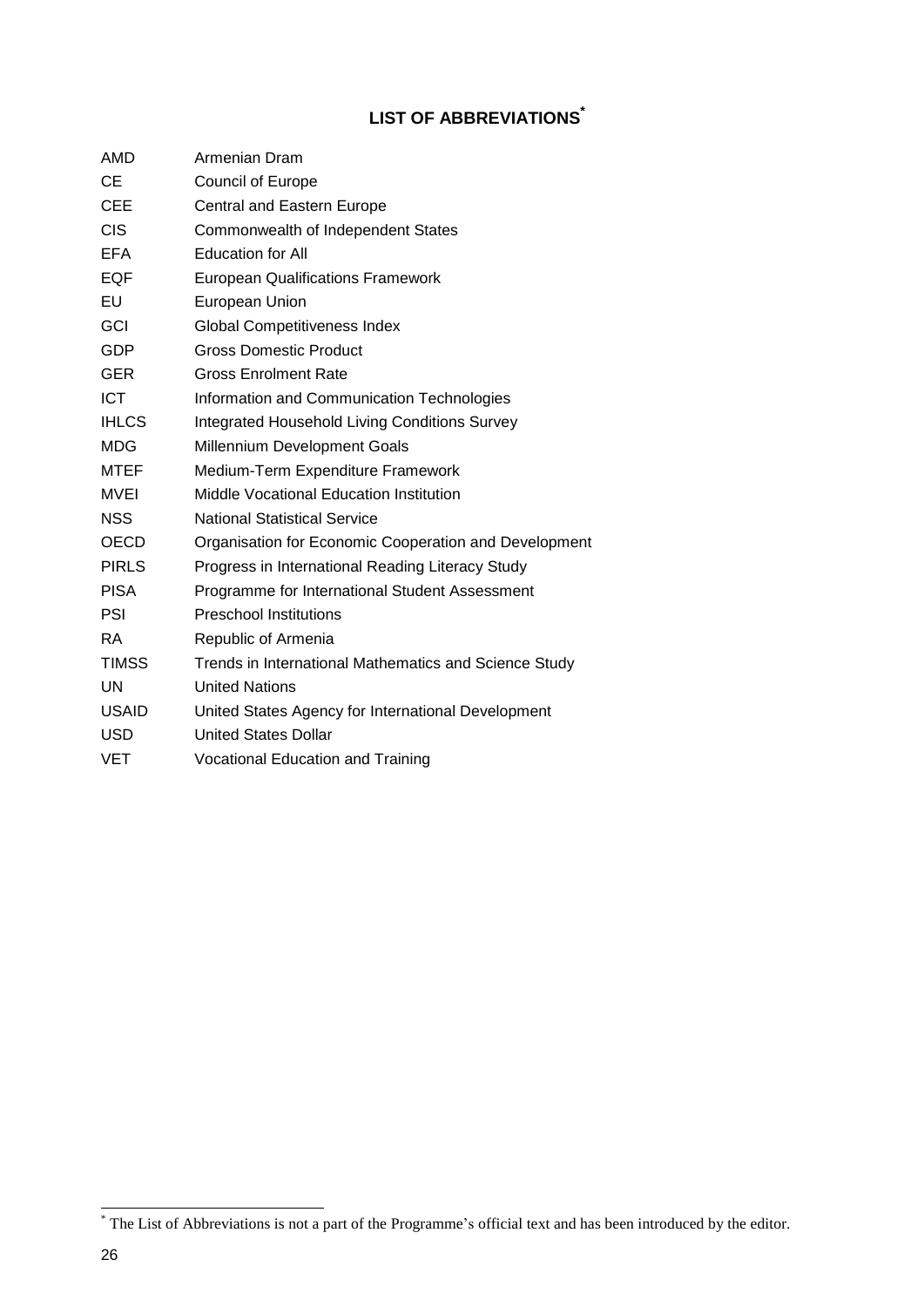# LIST OF ABBREVIATIONS[*]

| | |
|---|---|
| AMD | Armenian Dram |
| CE | Council of Europe |
| CEE | Central and Eastern Europe |
| CIS | Commonwealth of Independent States |
| EFA | Education for All |
| EQF | European Qualifications Framework |
| EU | European Union |
| GCI | Global Competitiveness Index |
| GDP | Gross Domestic Product |
| GER | Gross Enrolment Rate |
| ICT | Information and Communication Technologies |
| IHLCS | Integrated Household Living Conditions Survey |
| MDG | Millennium Development Goals |
| MTEF | Medium-Term Expenditure Framework |
| MVEI | Middle Vocational Education Institution |
| NSS | National Statistical Service |
| OECD | Organisation for Economic Cooperation and Development |
| PIRLS | Progress in International Reading Literacy Study |
| PISA | Programme for International Student Assessment |
| PSI | Preschool Institutions |
| RA | Republic of Armenia |
| TIMSS | Trends in International Mathematics and Science Study |
| UN | United Nations |
| USAID | United States Agency for International Development |
| USD | United States Dollar |
| VET | Vocational Education and Training |

[*] The List of Abbreviations is not a part of the Programme's official text and has been introduced by the editor.